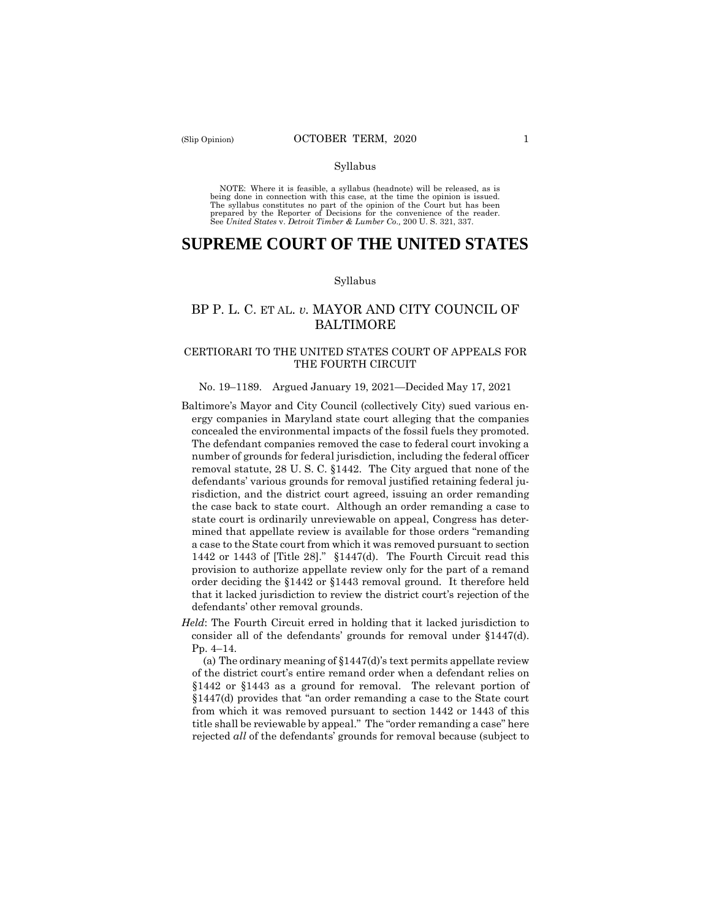Syllabus

NOTE: Where it is feasible, a syllabus (headnote) will be released, as is being done in connection with this case, at the time the opinion is issued. The syllabus constitutes no part of the opinion of the Court but has been prepared by the Reporter of Decisions for the convenience of the reader. See *United States* v. *Detroit Timber & Lumber Co.,* 200 U. S. 321, 337.

# SUPREME COURT OF THE UNITED STATES

Syllabus

## BP P. L. C. ET AL. *v.* MAYOR AND CITY COUNCIL OF BALTIMORE

### CERTIORARI TO THE UNITED STATES COURT OF APPEALS FOR THE FOURTH CIRCUIT

No. 19–1189. Argued January 19, 2021—Decided May 17, 2021

Baltimore's Mayor and City Council (collectively City) sued various energy companies in Maryland state court alleging that the companies concealed the environmental impacts of the fossil fuels they promoted. The defendant companies removed the case to federal court invoking a number of grounds for federal jurisdiction, including the federal officer removal statute, 28 U. S. C. §1442. The City argued that none of the defendants' various grounds for removal justified retaining federal jurisdiction, and the district court agreed, issuing an order remanding the case back to state court. Although an order remanding a case to state court is ordinarily unreviewable on appeal, Congress has determined that appellate review is available for those orders "remanding a case to the State court from which it was removed pursuant to section 1442 or 1443 of [Title 28]." §1447(d). The Fourth Circuit read this provision to authorize appellate review only for the part of a remand order deciding the §1442 or §1443 removal ground. It therefore held that it lacked jurisdiction to review the district court's rejection of the defendants' other removal grounds.

*Held*: The Fourth Circuit erred in holding that it lacked jurisdiction to consider all of the defendants' grounds for removal under §1447(d). Pp. 4–14.

(a) The ordinary meaning of §1447(d)'s text permits appellate review of the district court's entire remand order when a defendant relies on §1442 or §1443 as a ground for removal. The relevant portion of §1447(d) provides that "an order remanding a case to the State court from which it was removed pursuant to section 1442 or 1443 of this title shall be reviewable by appeal." The "order remanding a case" here rejected *all* of the defendants' grounds for removal because (subject to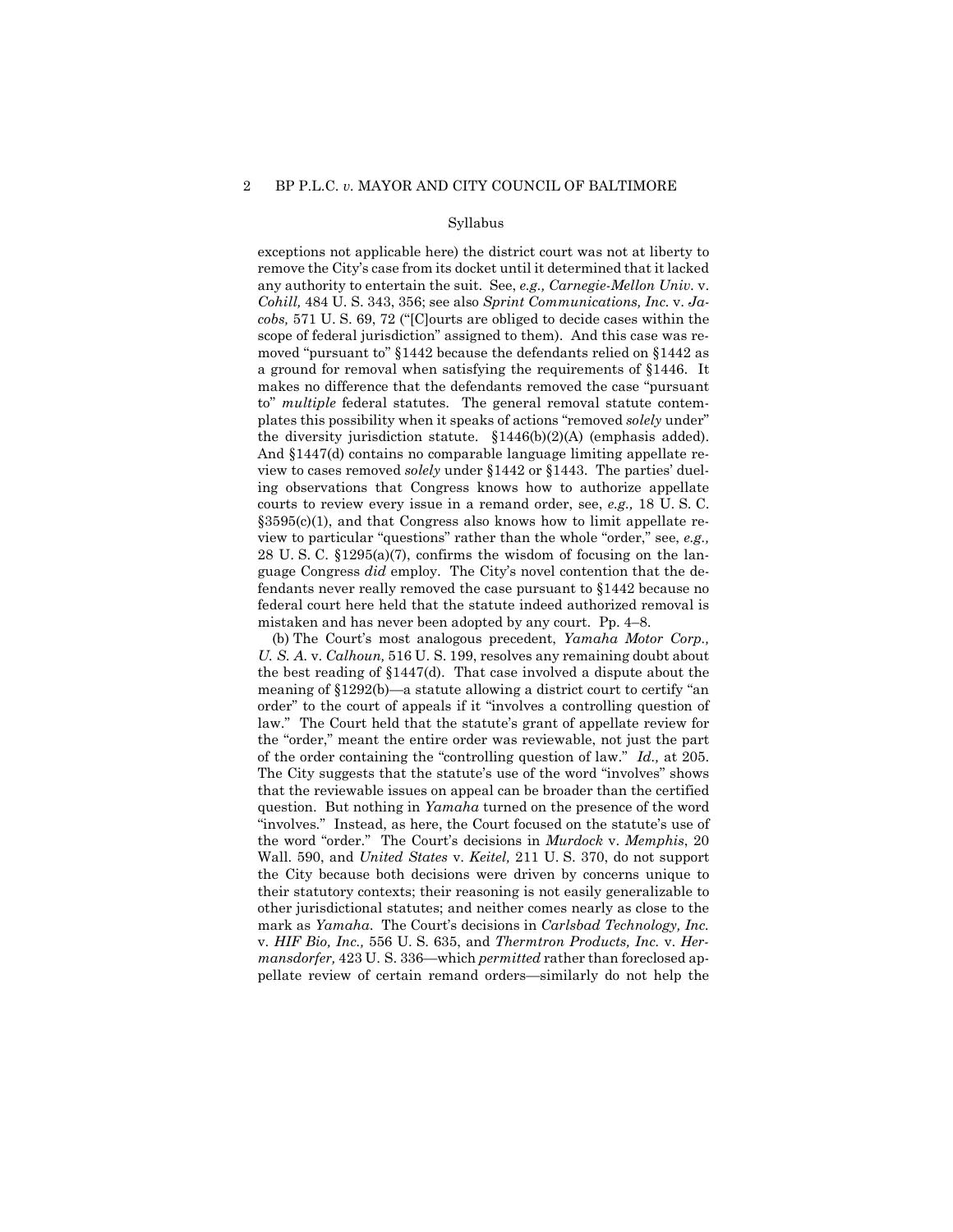Syllabus

exceptions not applicable here) the district court was not at liberty to remove the City's case from its docket until it determined that it lacked any authority to entertain the suit. See, *e.g., Carnegie-Mellon Univ.* v. *Cohill,* 484 U. S. 343, 356; see also *Sprint Communications, Inc.* v. *Jacobs,* 571 U. S. 69, 72 ("[C]ourts are obliged to decide cases within the scope of federal jurisdiction" assigned to them). And this case was removed "pursuant to" §1442 because the defendants relied on §1442 as a ground for removal when satisfying the requirements of §1446. It makes no difference that the defendants removed the case "pursuant to" *multiple* federal statutes. The general removal statute contemplates this possibility when it speaks of actions "removed *solely* under" the diversity jurisdiction statute. §1446(b)(2)(A) (emphasis added). And §1447(d) contains no comparable language limiting appellate review to cases removed *solely* under §1442 or §1443. The parties' dueling observations that Congress knows how to authorize appellate courts to review every issue in a remand order, see, *e.g.,* 18 U. S. C. §3595(c)(1), and that Congress also knows how to limit appellate review to particular "questions" rather than the whole "order," see, *e.g.,* 28 U. S. C. §1295(a)(7), confirms the wisdom of focusing on the language Congress *did* employ. The City's novel contention that the defendants never really removed the case pursuant to §1442 because no federal court here held that the statute indeed authorized removal is mistaken and has never been adopted by any court. Pp. 4–8.

(b) The Court's most analogous precedent, *Yamaha Motor Corp., U. S. A.* v. *Calhoun,* 516 U. S. 199, resolves any remaining doubt about the best reading of §1447(d). That case involved a dispute about the meaning of §1292(b)—a statute allowing a district court to certify "an order" to the court of appeals if it "involves a controlling question of law." The Court held that the statute's grant of appellate review for the "order," meant the entire order was reviewable, not just the part of the order containing the "controlling question of law." *Id.,* at 205. The City suggests that the statute's use of the word "involves" shows that the reviewable issues on appeal can be broader than the certified question. But nothing in *Yamaha* turned on the presence of the word "involves." Instead, as here, the Court focused on the statute's use of the word "order." The Court's decisions in *Murdock* v. *Memphis*, 20 Wall. 590, and *United States* v. *Keitel,* 211 U. S. 370, do not support the City because both decisions were driven by concerns unique to their statutory contexts; their reasoning is not easily generalizable to other jurisdictional statutes; and neither comes nearly as close to the mark as *Yamaha*. The Court's decisions in *Carlsbad Technology, Inc.* v. *HIF Bio, Inc.,* 556 U. S. 635, and *Thermtron Products, Inc.* v. *Hermansdorfer,* 423 U. S. 336—which *permitted* rather than foreclosed appellate review of certain remand orders—similarly do not help the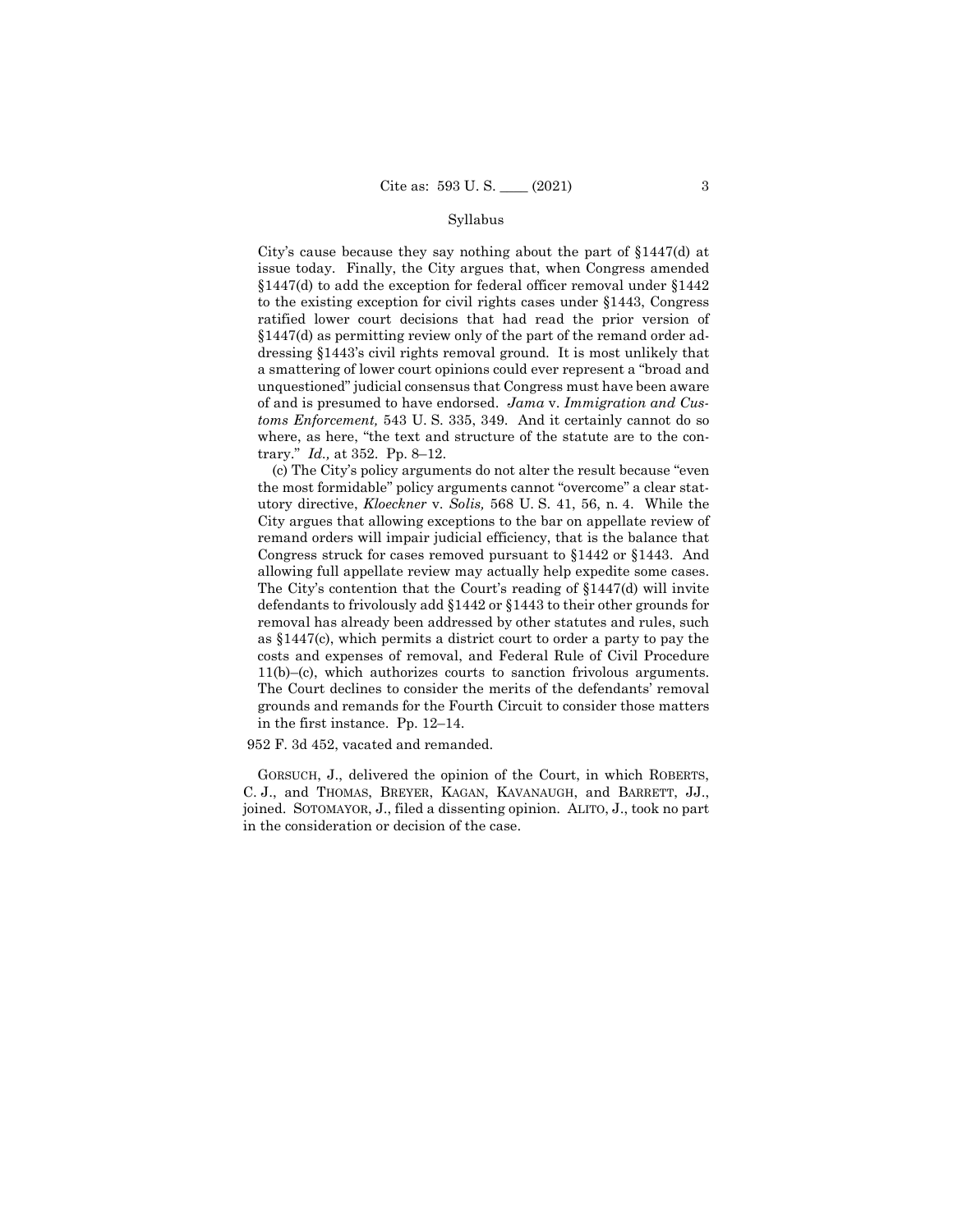Syllabus

City's cause because they say nothing about the part of §1447(d) at issue today. Finally, the City argues that, when Congress amended §1447(d) to add the exception for federal officer removal under §1442 to the existing exception for civil rights cases under §1443, Congress ratified lower court decisions that had read the prior version of §1447(d) as permitting review only of the part of the remand order addressing §1443's civil rights removal ground. It is most unlikely that a smattering of lower court opinions could ever represent a "broad and unquestioned" judicial consensus that Congress must have been aware of and is presumed to have endorsed. *Jama* v. *Immigration and Customs Enforcement,* 543 U. S. 335, 349. And it certainly cannot do so where, as here, "the text and structure of the statute are to the contrary." *Id.,* at 352. Pp. 8–12.

(c) The City's policy arguments do not alter the result because "even the most formidable" policy arguments cannot "overcome" a clear statutory directive, *Kloeckner* v. *Solis,* 568 U. S. 41, 56, n. 4. While the City argues that allowing exceptions to the bar on appellate review of remand orders will impair judicial efficiency, that is the balance that Congress struck for cases removed pursuant to §1442 or §1443. And allowing full appellate review may actually help expedite some cases. The City's contention that the Court's reading of §1447(d) will invite defendants to frivolously add §1442 or §1443 to their other grounds for removal has already been addressed by other statutes and rules, such as §1447(c), which permits a district court to order a party to pay the costs and expenses of removal, and Federal Rule of Civil Procedure 11(b)–(c), which authorizes courts to sanction frivolous arguments. The Court declines to consider the merits of the defendants' removal grounds and remands for the Fourth Circuit to consider those matters in the first instance. Pp. 12–14.

952 F. 3d 452, vacated and remanded.

GORSUCH, J., delivered the opinion of the Court, in which ROBERTS, C. J., and THOMAS, BREYER, KAGAN, KAVANAUGH, and BARRETT, JJ., joined. SOTOMAYOR, J., filed a dissenting opinion. ALITO, J., took no part in the consideration or decision of the case.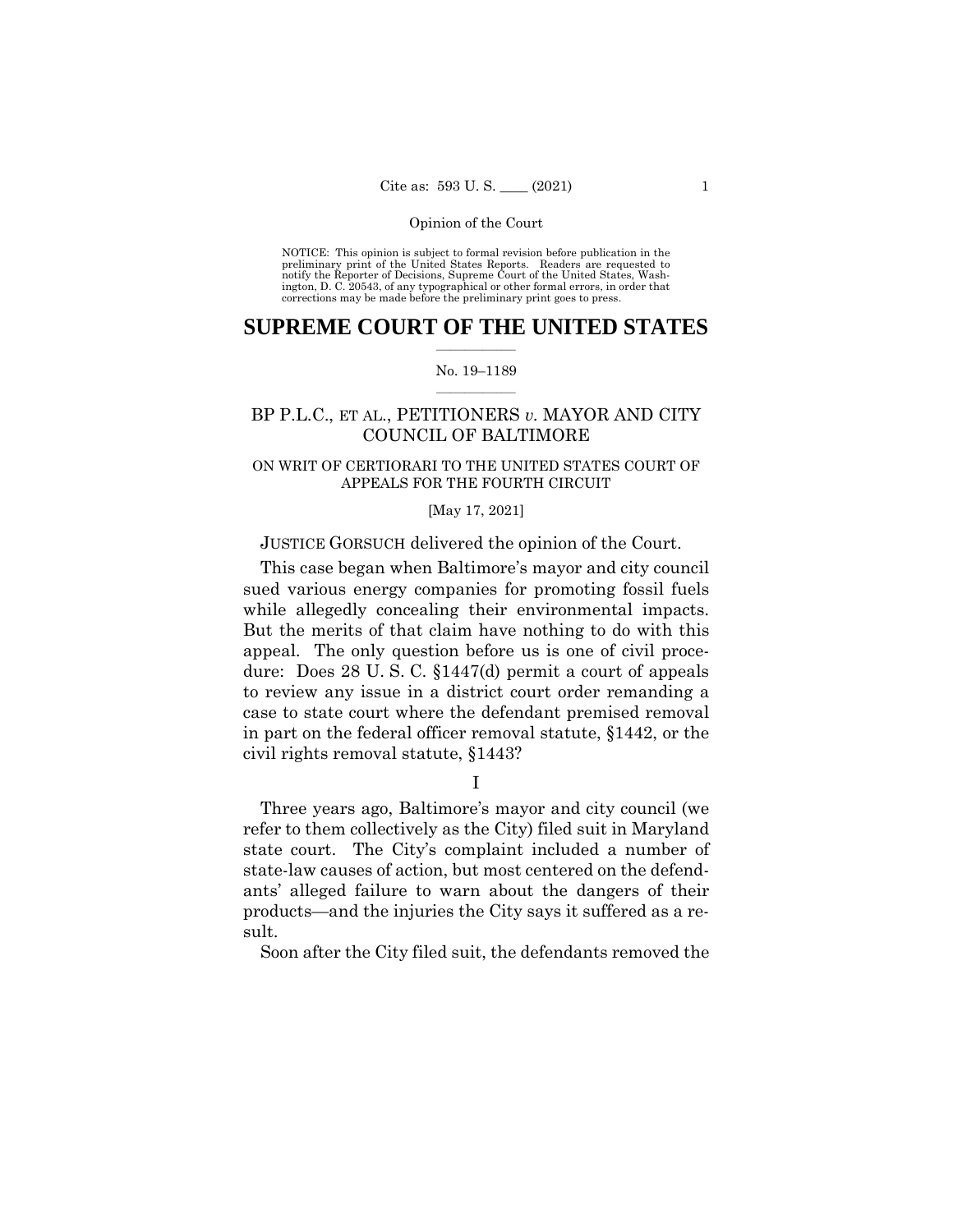NOTICE: This opinion is subject to formal revision before publication in the preliminary print of the United States Reports. Readers are requested to notify the Reporter of Decisions, Supreme Court of the United States, Washington, D. C. 20543, of any typographical or other formal errors, in order that corrections may be made before the preliminary print goes to press.

# SUPREME COURT OF THE UNITED STATES

No. 19–1189

## BP P.L.C., ET AL., PETITIONERS *v.* MAYOR AND CITY COUNCIL OF BALTIMORE

ON WRIT OF CERTIORARI TO THE UNITED STATES COURT OF APPEALS FOR THE FOURTH CIRCUIT

[May 17, 2021]

JUSTICE GORSUCH delivered the opinion of the Court.

This case began when Baltimore's mayor and city council sued various energy companies for promoting fossil fuels while allegedly concealing their environmental impacts. But the merits of that claim have nothing to do with this appeal. The only question before us is one of civil procedure: Does 28 U. S. C. §1447(d) permit a court of appeals to review any issue in a district court order remanding a case to state court where the defendant premised removal in part on the federal officer removal statute, §1442, or the civil rights removal statute, §1443?

I

Three years ago, Baltimore's mayor and city council (we refer to them collectively as the City) filed suit in Maryland state court. The City's complaint included a number of state-law causes of action, but most centered on the defendants' alleged failure to warn about the dangers of their products—and the injuries the City says it suffered as a result.

Soon after the City filed suit, the defendants removed the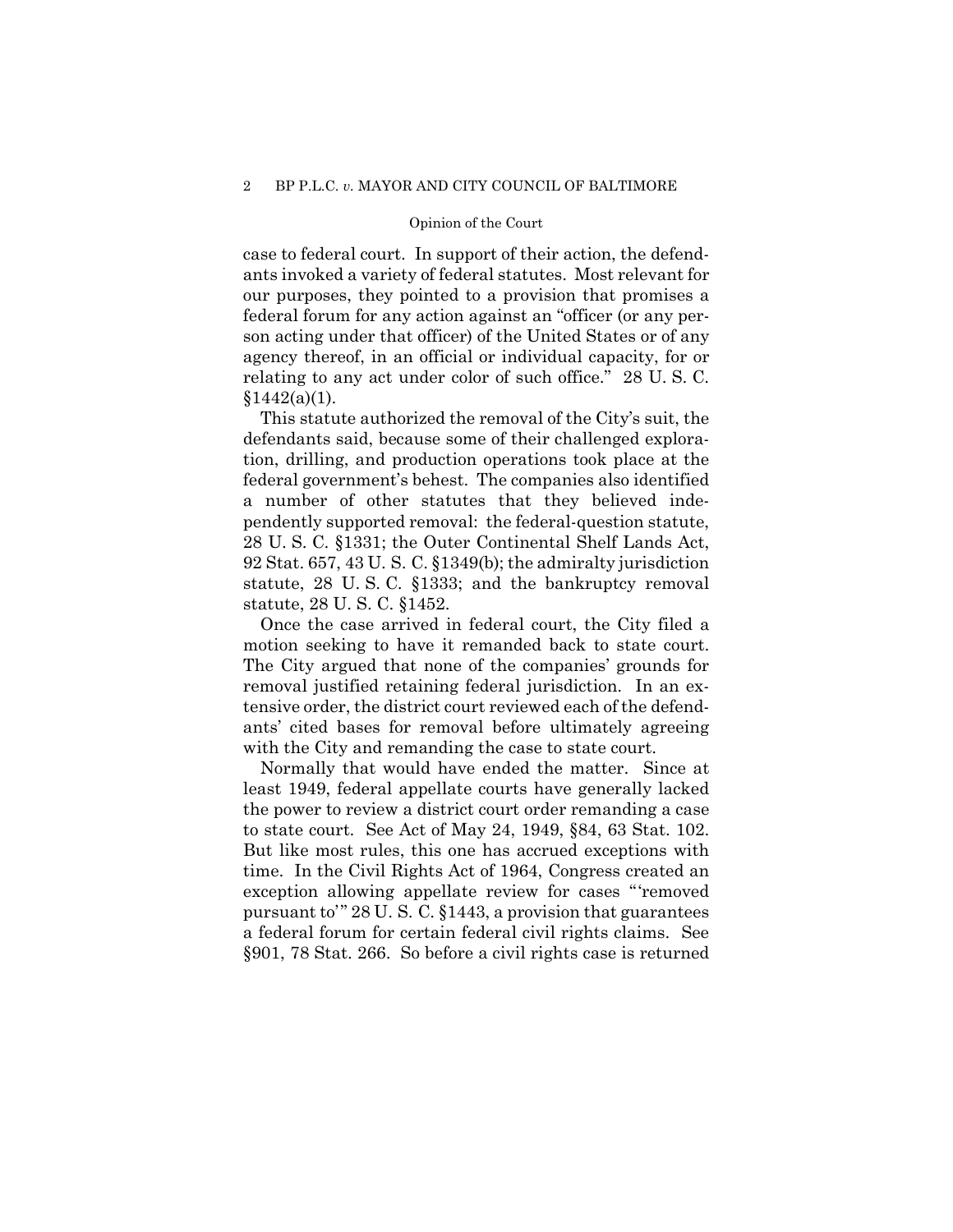case to federal court. In support of their action, the defendants invoked a variety of federal statutes. Most relevant for our purposes, they pointed to a provision that promises a federal forum for any action against an "officer (or any person acting under that officer) of the United States or of any agency thereof, in an official or individual capacity, for or relating to any act under color of such office." 28 U. S. C. §1442(a)(1).

This statute authorized the removal of the City's suit, the defendants said, because some of their challenged exploration, drilling, and production operations took place at the federal government's behest. The companies also identified a number of other statutes that they believed independently supported removal: the federal-question statute, 28 U. S. C. §1331; the Outer Continental Shelf Lands Act, 92 Stat. 657, 43 U. S. C. §1349(b); the admiralty jurisdiction statute, 28 U. S. C. §1333; and the bankruptcy removal statute, 28 U. S. C. §1452.

Once the case arrived in federal court, the City filed a motion seeking to have it remanded back to state court. The City argued that none of the companies' grounds for removal justified retaining federal jurisdiction. In an extensive order, the district court reviewed each of the defendants' cited bases for removal before ultimately agreeing with the City and remanding the case to state court.

Normally that would have ended the matter. Since at least 1949, federal appellate courts have generally lacked the power to review a district court order remanding a case to state court. See Act of May 24, 1949, §84, 63 Stat. 102. But like most rules, this one has accrued exceptions with time. In the Civil Rights Act of 1964, Congress created an exception allowing appellate review for cases "'removed pursuant to'" 28 U. S. C. §1443, a provision that guarantees a federal forum for certain federal civil rights claims. See §901, 78 Stat. 266. So before a civil rights case is returned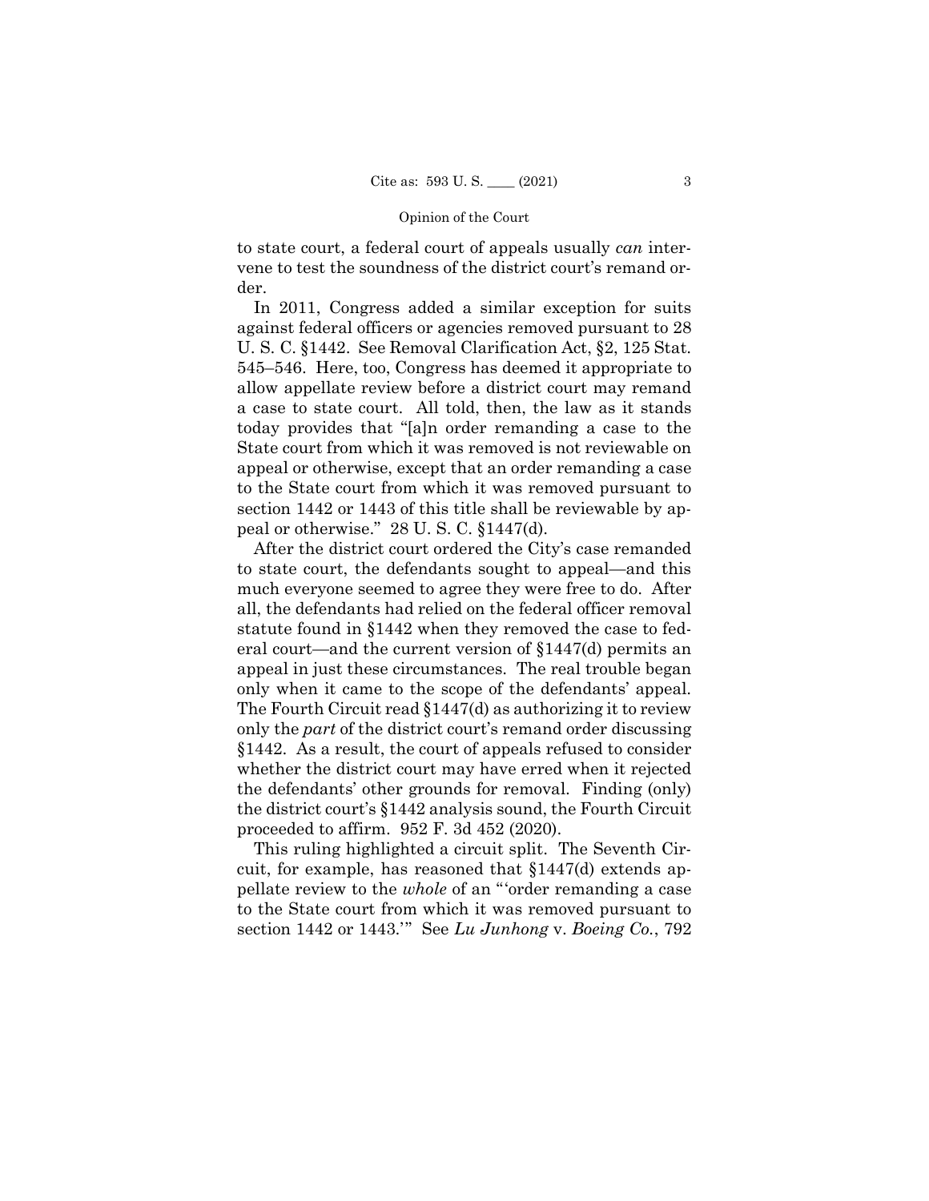to state court, a federal court of appeals usually *can* intervene to test the soundness of the district court's remand order.

In 2011, Congress added a similar exception for suits against federal officers or agencies removed pursuant to 28 U. S. C. §1442. See Removal Clarification Act, §2, 125 Stat. 545–546. Here, too, Congress has deemed it appropriate to allow appellate review before a district court may remand a case to state court. All told, then, the law as it stands today provides that "[a]n order remanding a case to the State court from which it was removed is not reviewable on appeal or otherwise, except that an order remanding a case to the State court from which it was removed pursuant to section 1442 or 1443 of this title shall be reviewable by appeal or otherwise." 28 U. S. C. §1447(d).

After the district court ordered the City's case remanded to state court, the defendants sought to appeal—and this much everyone seemed to agree they were free to do. After all, the defendants had relied on the federal officer removal statute found in §1442 when they removed the case to federal court—and the current version of §1447(d) permits an appeal in just these circumstances. The real trouble began only when it came to the scope of the defendants' appeal. The Fourth Circuit read §1447(d) as authorizing it to review only the *part* of the district court's remand order discussing §1442. As a result, the court of appeals refused to consider whether the district court may have erred when it rejected the defendants' other grounds for removal. Finding (only) the district court's §1442 analysis sound, the Fourth Circuit proceeded to affirm. 952 F. 3d 452 (2020).

This ruling highlighted a circuit split. The Seventh Circuit, for example, has reasoned that §1447(d) extends appellate review to the *whole* of an "'order remanding a case to the State court from which it was removed pursuant to section 1442 or 1443.'" See *Lu Junhong* v. *Boeing Co.*, 792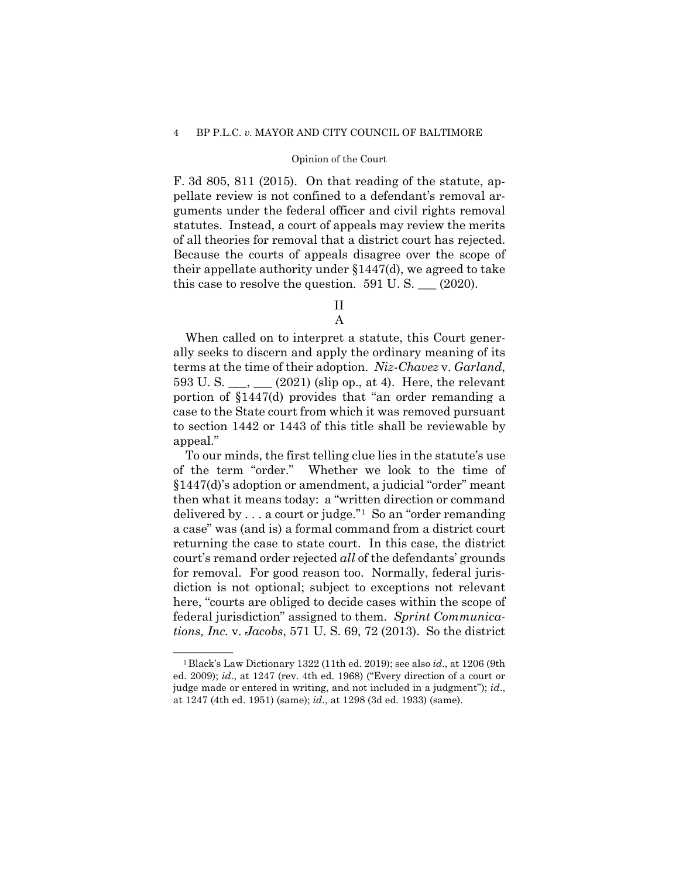F. 3d 805, 811 (2015). On that reading of the statute, appellate review is not confined to a defendant's removal arguments under the federal officer and civil rights removal statutes. Instead, a court of appeals may review the merits of all theories for removal that a district court has rejected. Because the courts of appeals disagree over the scope of their appellate authority under §1447(d), we agreed to take this case to resolve the question. 591 U. S. ___ (2020).

## II

### A

When called on to interpret a statute, this Court generally seeks to discern and apply the ordinary meaning of its terms at the time of their adoption. *Niz-Chavez* v. *Garland*, 593 U. S. ___, ___ (2021) (slip op., at 4). Here, the relevant portion of §1447(d) provides that "an order remanding a case to the State court from which it was removed pursuant to section 1442 or 1443 of this title shall be reviewable by appeal."

To our minds, the first telling clue lies in the statute's use of the term "order." Whether we look to the time of §1447(d)'s adoption or amendment, a judicial "order" meant then what it means today: a "written direction or command delivered by . . . a court or judge."[1] So an "order remanding a case" was (and is) a formal command from a district court returning the case to state court. In this case, the district court's remand order rejected *all* of the defendants' grounds for removal. For good reason too. Normally, federal jurisdiction is not optional; subject to exceptions not relevant here, "courts are obliged to decide cases within the scope of federal jurisdiction" assigned to them. *Sprint Communications, Inc.* v. *Jacobs*, 571 U. S. 69, 72 (2013). So the district

---

[1] Black's Law Dictionary 1322 (11th ed. 2019); see also *id*., at 1206 (9th ed. 2009); *id*., at 1247 (rev. 4th ed. 1968) ("Every direction of a court or judge made or entered in writing, and not included in a judgment"); *id*., at 1247 (4th ed. 1951) (same); *id*., at 1298 (3d ed. 1933) (same).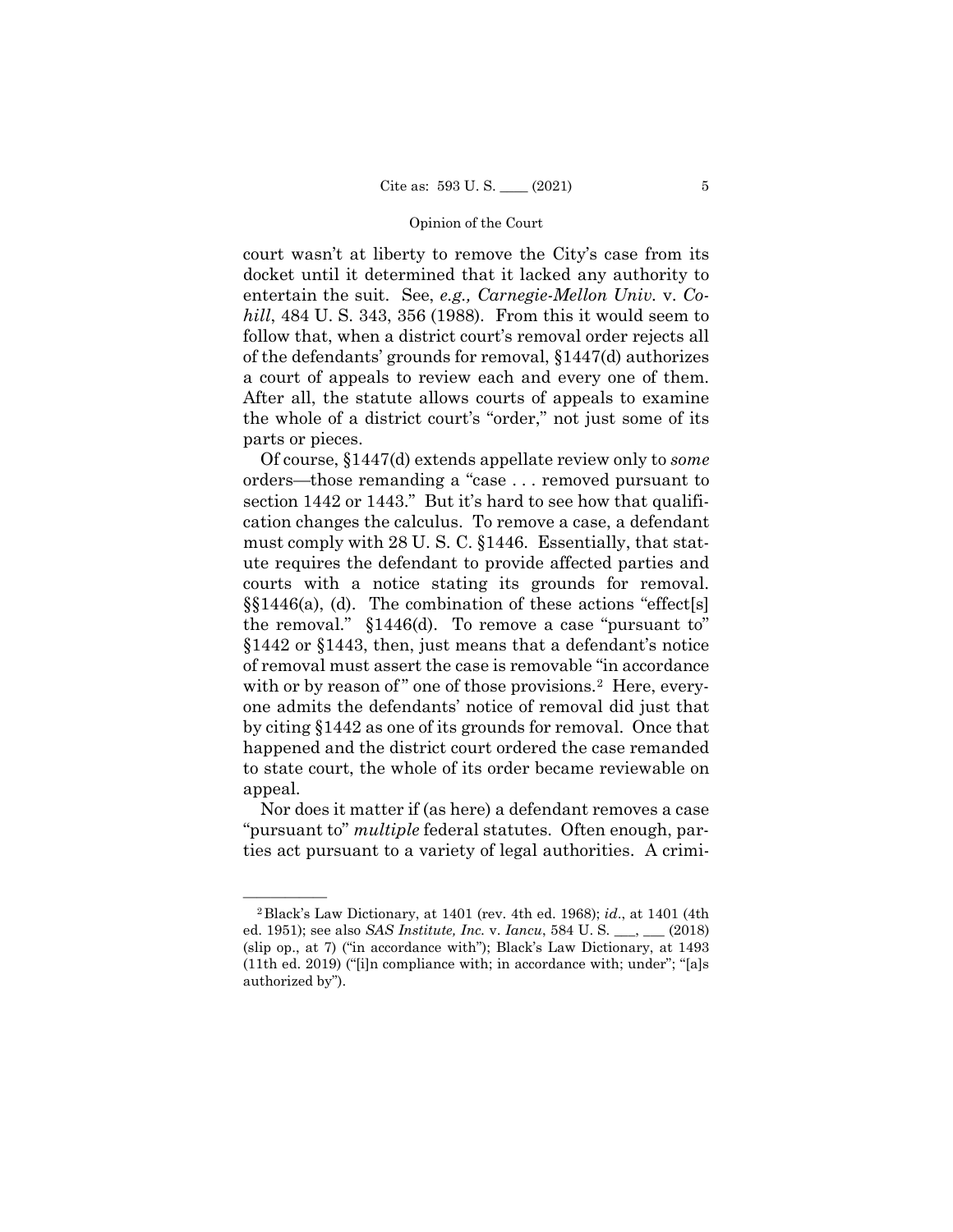court wasn't at liberty to remove the City's case from its docket until it determined that it lacked any authority to entertain the suit. See, *e.g., Carnegie-Mellon Univ.* v. *Cohill*, 484 U. S. 343, 356 (1988). From this it would seem to follow that, when a district court's removal order rejects all of the defendants' grounds for removal, §1447(d) authorizes a court of appeals to review each and every one of them. After all, the statute allows courts of appeals to examine the whole of a district court's "order," not just some of its parts or pieces.

Of course, §1447(d) extends appellate review only to *some* orders—those remanding a "case . . . removed pursuant to section 1442 or 1443." But it's hard to see how that qualification changes the calculus. To remove a case, a defendant must comply with 28 U. S. C. §1446. Essentially, that statute requires the defendant to provide affected parties and courts with a notice stating its grounds for removal. §§1446(a), (d). The combination of these actions "effect[s] the removal." §1446(d). To remove a case "pursuant to" §1442 or §1443, then, just means that a defendant's notice of removal must assert the case is removable "in accordance with or by reason of" one of those provisions.[2] Here, everyone admits the defendants' notice of removal did just that by citing §1442 as one of its grounds for removal. Once that happened and the district court ordered the case remanded to state court, the whole of its order became reviewable on appeal.

Nor does it matter if (as here) a defendant removes a case "pursuant to" *multiple* federal statutes. Often enough, parties act pursuant to a variety of legal authorities. A crimi-

---

[2] Black's Law Dictionary, at 1401 (rev. 4th ed. 1968); *id*., at 1401 (4th ed. 1951); see also *SAS Institute, Inc.* v. *Iancu*, 584 U. S. \_\_\_, \_\_\_ (2018) (slip op., at 7) ("in accordance with"); Black's Law Dictionary, at 1493 (11th ed. 2019) ("[i]n compliance with; in accordance with; under"; "[a]s authorized by").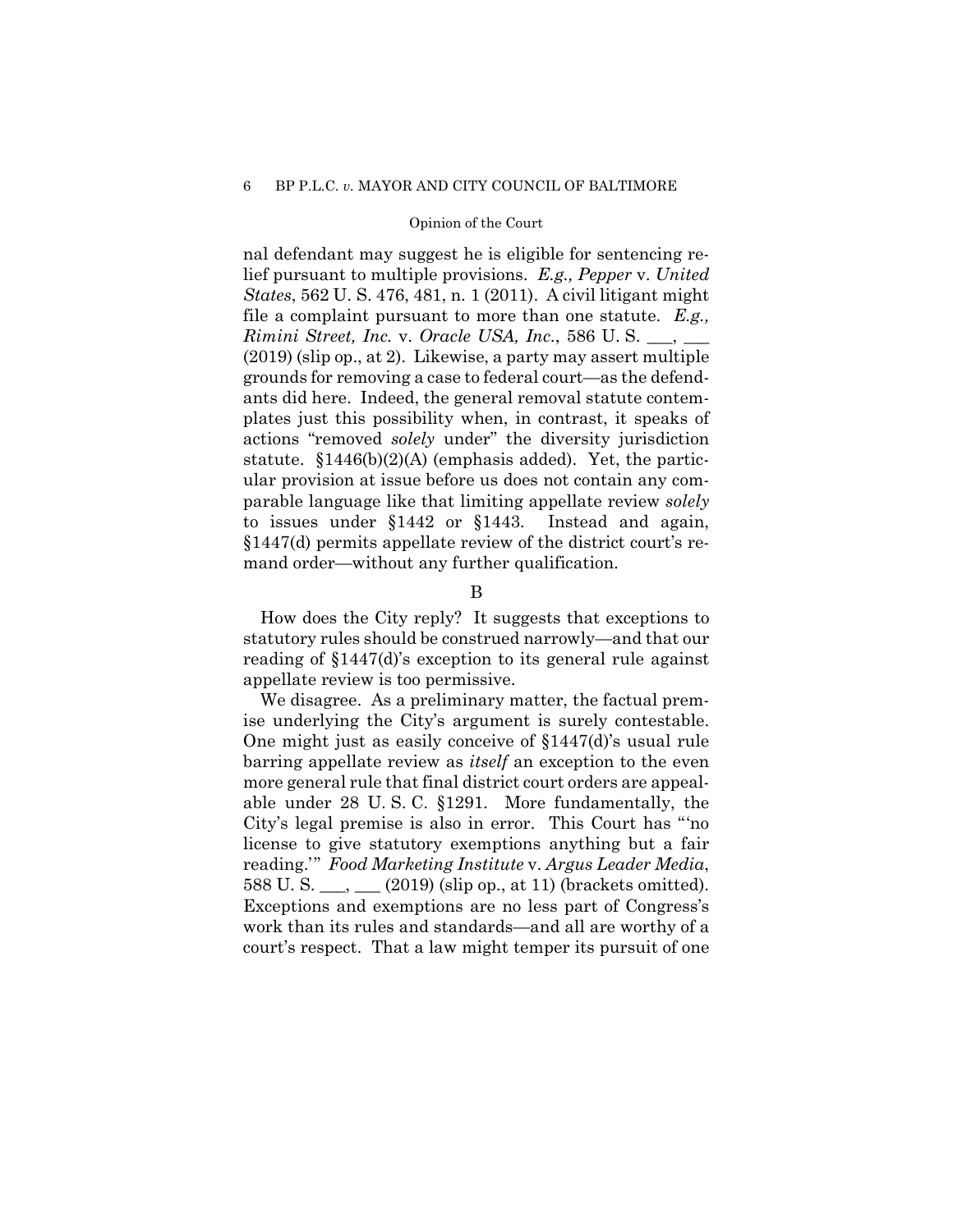nal defendant may suggest he is eligible for sentencing relief pursuant to multiple provisions. *E.g., Pepper* v. *United States*, 562 U. S. 476, 481, n. 1 (2011). A civil litigant might file a complaint pursuant to more than one statute. *E.g., Rimini Street, Inc.* v. *Oracle USA, Inc.*, 586 U. S. ___, ___ (2019) (slip op., at 2). Likewise, a party may assert multiple grounds for removing a case to federal court—as the defendants did here. Indeed, the general removal statute contemplates just this possibility when, in contrast, it speaks of actions "removed *solely* under" the diversity jurisdiction statute. §1446(b)(2)(A) (emphasis added). Yet, the particular provision at issue before us does not contain any comparable language like that limiting appellate review *solely* to issues under §1442 or §1443. Instead and again, §1447(d) permits appellate review of the district court's remand order—without any further qualification.

B

How does the City reply? It suggests that exceptions to statutory rules should be construed narrowly—and that our reading of §1447(d)'s exception to its general rule against appellate review is too permissive.

We disagree. As a preliminary matter, the factual premise underlying the City's argument is surely contestable. One might just as easily conceive of §1447(d)'s usual rule barring appellate review as *itself* an exception to the even more general rule that final district court orders are appealable under 28 U. S. C. §1291. More fundamentally, the City's legal premise is also in error. This Court has "'no license to give statutory exemptions anything but a fair reading.'" *Food Marketing Institute* v. *Argus Leader Media*, 588 U. S. ___, ___ (2019) (slip op., at 11) (brackets omitted). Exceptions and exemptions are no less part of Congress's work than its rules and standards—and all are worthy of a court's respect. That a law might temper its pursuit of one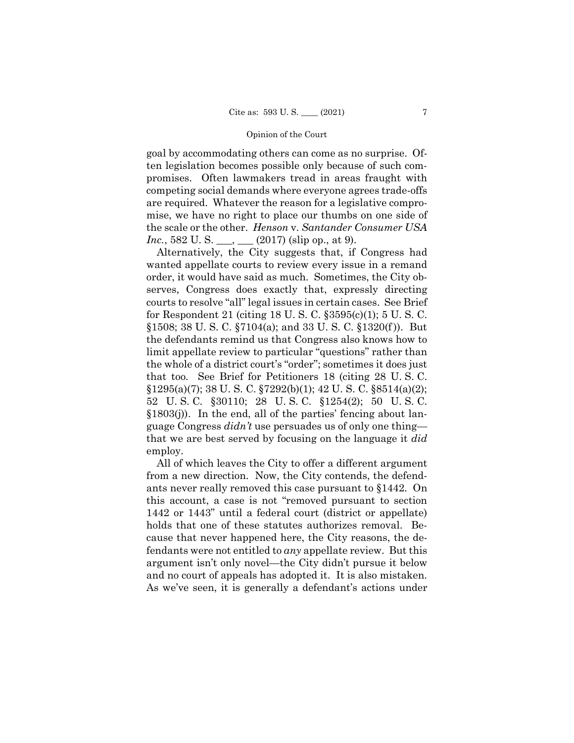goal by accommodating others can come as no surprise. Often legislation becomes possible only because of such compromises. Often lawmakers tread in areas fraught with competing social demands where everyone agrees trade-offs are required. Whatever the reason for a legislative compromise, we have no right to place our thumbs on one side of the scale or the other. *Henson* v. *Santander Consumer USA Inc.*, 582 U. S. ___, ___ (2017) (slip op., at 9).

Alternatively, the City suggests that, if Congress had wanted appellate courts to review every issue in a remand order, it would have said as much. Sometimes, the City observes, Congress does exactly that, expressly directing courts to resolve "all" legal issues in certain cases. See Brief for Respondent 21 (citing 18 U. S. C. §3595(c)(1); 5 U. S. C. §1508; 38 U. S. C. §7104(a); and 33 U. S. C. §1320(f)). But the defendants remind us that Congress also knows how to limit appellate review to particular "questions" rather than the whole of a district court's "order"; sometimes it does just that too. See Brief for Petitioners 18 (citing 28 U. S. C. §1295(a)(7); 38 U. S. C. §7292(b)(1); 42 U. S. C. §8514(a)(2); 52 U. S. C. §30110; 28 U. S. C. §1254(2); 50 U. S. C. §1803(j)). In the end, all of the parties' fencing about language Congress *didn't* use persuades us of only one thing—that we are best served by focusing on the language it *did* employ.

All of which leaves the City to offer a different argument from a new direction. Now, the City contends, the defendants never really removed this case pursuant to §1442. On this account, a case is not "removed pursuant to section 1442 or 1443" until a federal court (district or appellate) holds that one of these statutes authorizes removal. Because that never happened here, the City reasons, the defendants were not entitled to *any* appellate review. But this argument isn't only novel—the City didn't pursue it below and no court of appeals has adopted it. It is also mistaken. As we've seen, it is generally a defendant's actions under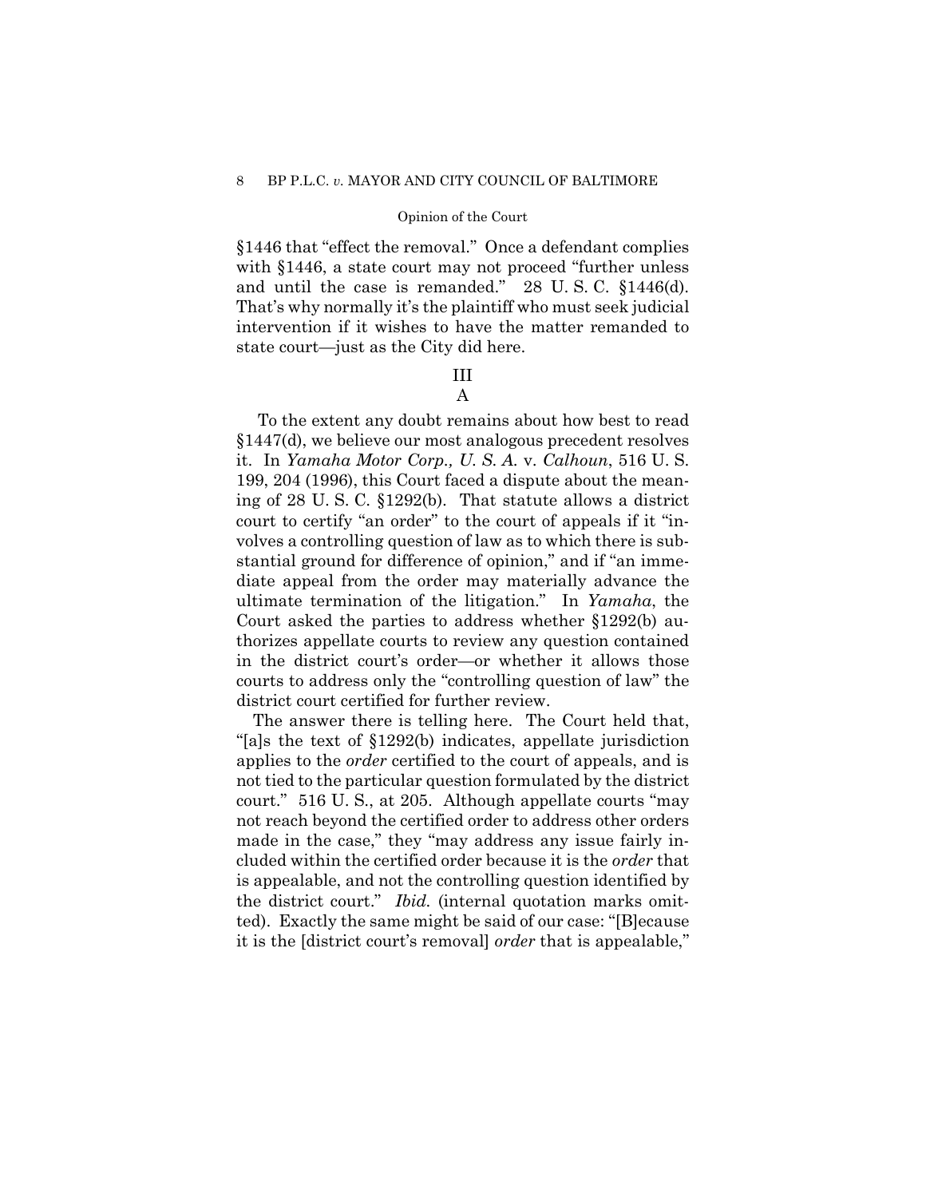§1446 that "effect the removal." Once a defendant complies with §1446, a state court may not proceed "further unless and until the case is remanded." 28 U. S. C. §1446(d). That's why normally it's the plaintiff who must seek judicial intervention if it wishes to have the matter remanded to state court—just as the City did here.

## III

### A

To the extent any doubt remains about how best to read §1447(d), we believe our most analogous precedent resolves it. In *Yamaha Motor Corp., U. S. A.* v. *Calhoun*, 516 U. S. 199, 204 (1996), this Court faced a dispute about the meaning of 28 U. S. C. §1292(b). That statute allows a district court to certify "an order" to the court of appeals if it "involves a controlling question of law as to which there is substantial ground for difference of opinion," and if "an immediate appeal from the order may materially advance the ultimate termination of the litigation." In *Yamaha*, the Court asked the parties to address whether §1292(b) authorizes appellate courts to review any question contained in the district court's order—or whether it allows those courts to address only the "controlling question of law" the district court certified for further review.

The answer there is telling here. The Court held that, "[a]s the text of §1292(b) indicates, appellate jurisdiction applies to the *order* certified to the court of appeals, and is not tied to the particular question formulated by the district court." 516 U. S., at 205. Although appellate courts "may not reach beyond the certified order to address other orders made in the case," they "may address any issue fairly included within the certified order because it is the *order* that is appealable, and not the controlling question identified by the district court." *Ibid.* (internal quotation marks omitted). Exactly the same might be said of our case: "[B]ecause it is the [district court's removal] *order* that is appealable,"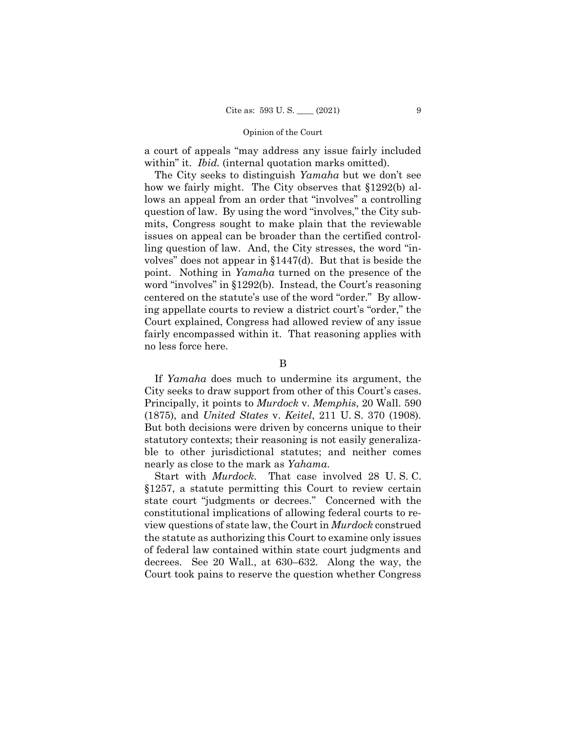a court of appeals "may address any issue fairly included within" it. *Ibid.* (internal quotation marks omitted).

The City seeks to distinguish *Yamaha* but we don't see how we fairly might. The City observes that §1292(b) allows an appeal from an order that "involves" a controlling question of law. By using the word "involves," the City submits, Congress sought to make plain that the reviewable issues on appeal can be broader than the certified controlling question of law. And, the City stresses, the word "involves" does not appear in §1447(d). But that is beside the point. Nothing in *Yamaha* turned on the presence of the word "involves" in §1292(b). Instead, the Court's reasoning centered on the statute's use of the word "order." By allowing appellate courts to review a district court's "order," the Court explained, Congress had allowed review of any issue fairly encompassed within it. That reasoning applies with no less force here.

B

If *Yamaha* does much to undermine its argument, the City seeks to draw support from other of this Court's cases. Principally, it points to *Murdock* v. *Memphis*, 20 Wall. 590 (1875), and *United States* v. *Keitel*, 211 U. S. 370 (1908). But both decisions were driven by concerns unique to their statutory contexts; their reasoning is not easily generalizable to other jurisdictional statutes; and neither comes nearly as close to the mark as *Yahama*.

Start with *Murdock*. That case involved 28 U. S. C. §1257, a statute permitting this Court to review certain state court "judgments or decrees." Concerned with the constitutional implications of allowing federal courts to review questions of state law, the Court in *Murdock* construed the statute as authorizing this Court to examine only issues of federal law contained within state court judgments and decrees. See 20 Wall., at 630–632. Along the way, the Court took pains to reserve the question whether Congress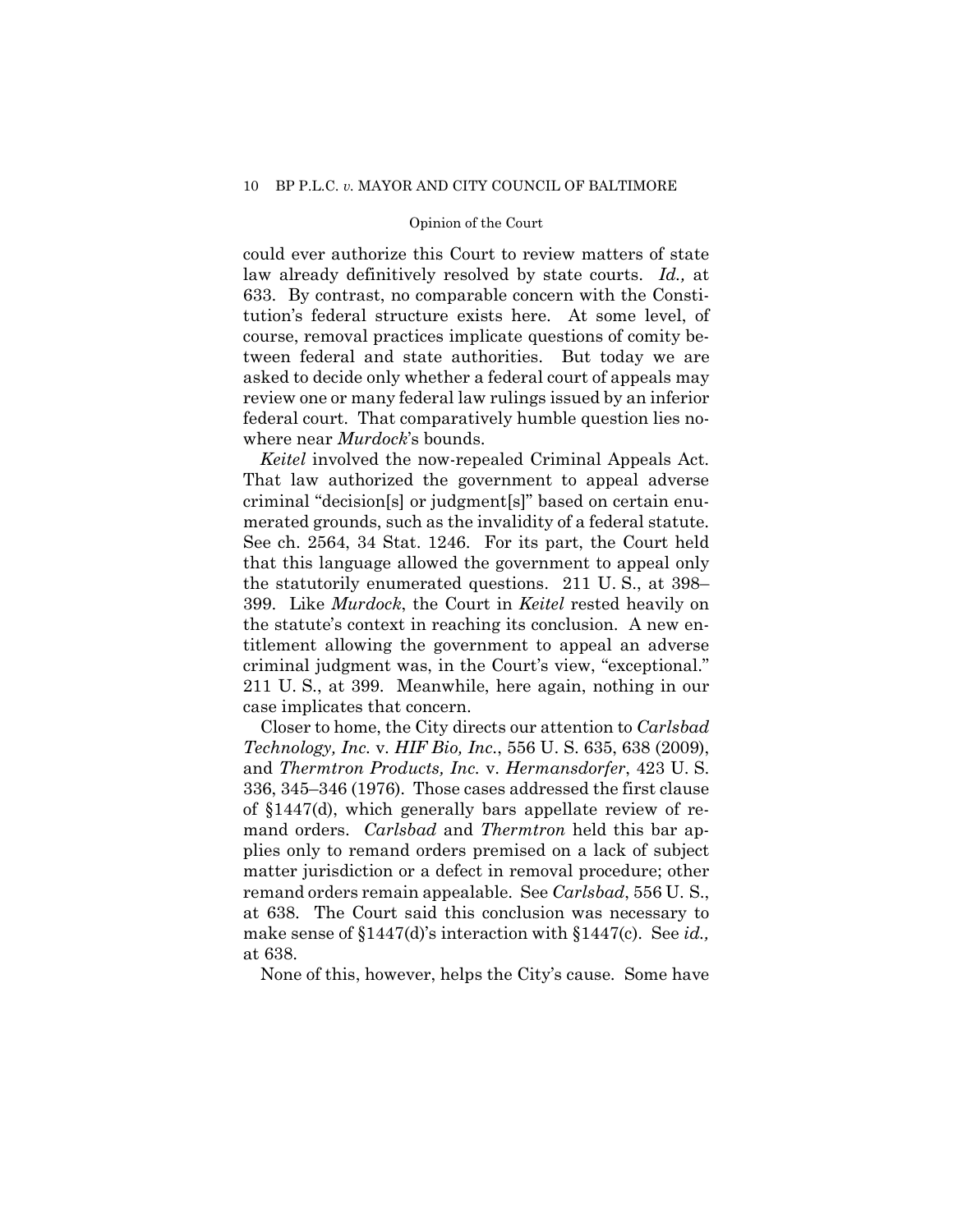could ever authorize this Court to review matters of state law already definitively resolved by state courts. *Id.,* at 633. By contrast, no comparable concern with the Constitution's federal structure exists here. At some level, of course, removal practices implicate questions of comity between federal and state authorities. But today we are asked to decide only whether a federal court of appeals may review one or many federal law rulings issued by an inferior federal court. That comparatively humble question lies nowhere near *Murdock*'s bounds.

*Keitel* involved the now-repealed Criminal Appeals Act. That law authorized the government to appeal adverse criminal "decision[s] or judgment[s]" based on certain enumerated grounds, such as the invalidity of a federal statute. See ch. 2564, 34 Stat. 1246. For its part, the Court held that this language allowed the government to appeal only the statutorily enumerated questions. 211 U. S., at 398–399. Like *Murdock*, the Court in *Keitel* rested heavily on the statute's context in reaching its conclusion. A new entitlement allowing the government to appeal an adverse criminal judgment was, in the Court's view, "exceptional." 211 U. S., at 399. Meanwhile, here again, nothing in our case implicates that concern.

Closer to home, the City directs our attention to *Carlsbad Technology, Inc.* v. *HIF Bio, Inc.*, 556 U. S. 635, 638 (2009), and *Thermtron Products, Inc.* v. *Hermansdorfer*, 423 U. S. 336, 345–346 (1976). Those cases addressed the first clause of §1447(d), which generally bars appellate review of remand orders. *Carlsbad* and *Thermtron* held this bar applies only to remand orders premised on a lack of subject matter jurisdiction or a defect in removal procedure; other remand orders remain appealable. See *Carlsbad*, 556 U. S., at 638. The Court said this conclusion was necessary to make sense of §1447(d)'s interaction with §1447(c). See *id.,* at 638.

None of this, however, helps the City's cause. Some have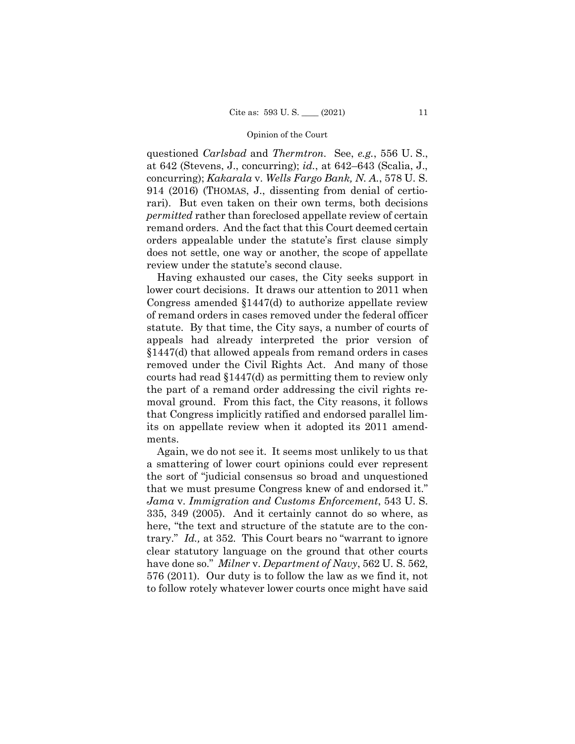questioned *Carlsbad* and *Thermtron*. See, *e.g.*, 556 U. S., at 642 (Stevens, J., concurring); *id.*, at 642–643 (Scalia, J., concurring); *Kakarala* v. *Wells Fargo Bank, N. A.*, 578 U. S. 914 (2016) (THOMAS, J., dissenting from denial of certiorari). But even taken on their own terms, both decisions *permitted* rather than foreclosed appellate review of certain remand orders. And the fact that this Court deemed certain orders appealable under the statute's first clause simply does not settle, one way or another, the scope of appellate review under the statute's second clause.

Having exhausted our cases, the City seeks support in lower court decisions. It draws our attention to 2011 when Congress amended §1447(d) to authorize appellate review of remand orders in cases removed under the federal officer statute. By that time, the City says, a number of courts of appeals had already interpreted the prior version of §1447(d) that allowed appeals from remand orders in cases removed under the Civil Rights Act. And many of those courts had read §1447(d) as permitting them to review only the part of a remand order addressing the civil rights removal ground. From this fact, the City reasons, it follows that Congress implicitly ratified and endorsed parallel limits on appellate review when it adopted its 2011 amendments.

Again, we do not see it. It seems most unlikely to us that a smattering of lower court opinions could ever represent the sort of "judicial consensus so broad and unquestioned that we must presume Congress knew of and endorsed it." *Jama* v. *Immigration and Customs Enforcement*, 543 U. S. 335, 349 (2005). And it certainly cannot do so where, as here, "the text and structure of the statute are to the contrary." *Id.,* at 352. This Court bears no "warrant to ignore clear statutory language on the ground that other courts have done so." *Milner* v. *Department of Navy*, 562 U. S. 562, 576 (2011). Our duty is to follow the law as we find it, not to follow rotely whatever lower courts once might have said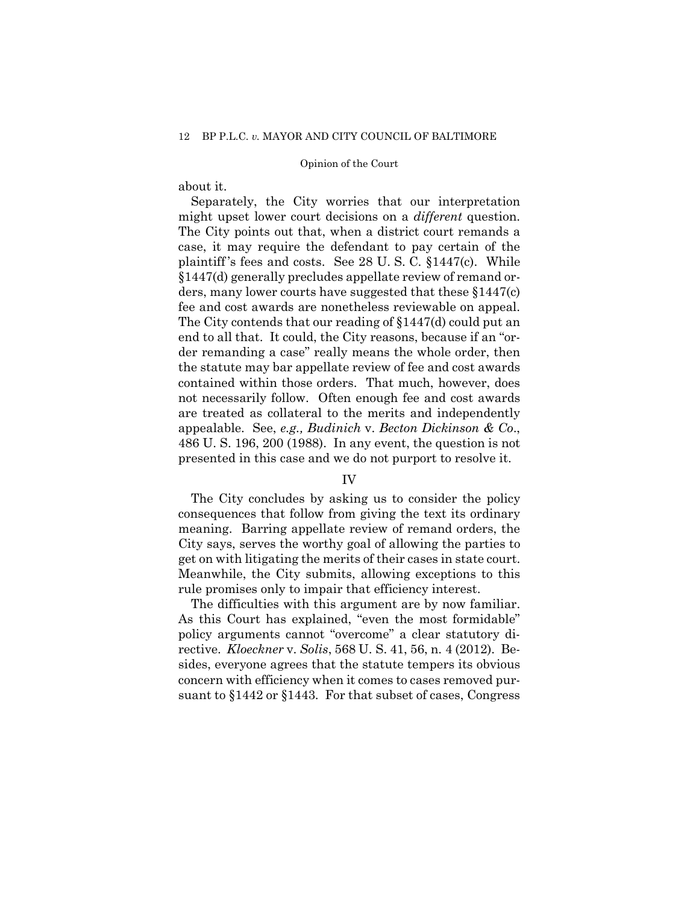about it.

Separately, the City worries that our interpretation might upset lower court decisions on a *different* question. The City points out that, when a district court remands a case, it may require the defendant to pay certain of the plaintiff's fees and costs. See 28 U. S. C. §1447(c). While §1447(d) generally precludes appellate review of remand orders, many lower courts have suggested that these §1447(c) fee and cost awards are nonetheless reviewable on appeal. The City contends that our reading of §1447(d) could put an end to all that. It could, the City reasons, because if an "order remanding a case" really means the whole order, then the statute may bar appellate review of fee and cost awards contained within those orders. That much, however, does not necessarily follow. Often enough fee and cost awards are treated as collateral to the merits and independently appealable. See, *e.g., Budinich* v. *Becton Dickinson & Co*., 486 U. S. 196, 200 (1988). In any event, the question is not presented in this case and we do not purport to resolve it.

## IV

The City concludes by asking us to consider the policy consequences that follow from giving the text its ordinary meaning. Barring appellate review of remand orders, the City says, serves the worthy goal of allowing the parties to get on with litigating the merits of their cases in state court. Meanwhile, the City submits, allowing exceptions to this rule promises only to impair that efficiency interest.

The difficulties with this argument are by now familiar. As this Court has explained, "even the most formidable" policy arguments cannot "overcome" a clear statutory directive. *Kloeckner* v. *Solis*, 568 U. S. 41, 56, n. 4 (2012). Besides, everyone agrees that the statute tempers its obvious concern with efficiency when it comes to cases removed pursuant to §1442 or §1443. For that subset of cases, Congress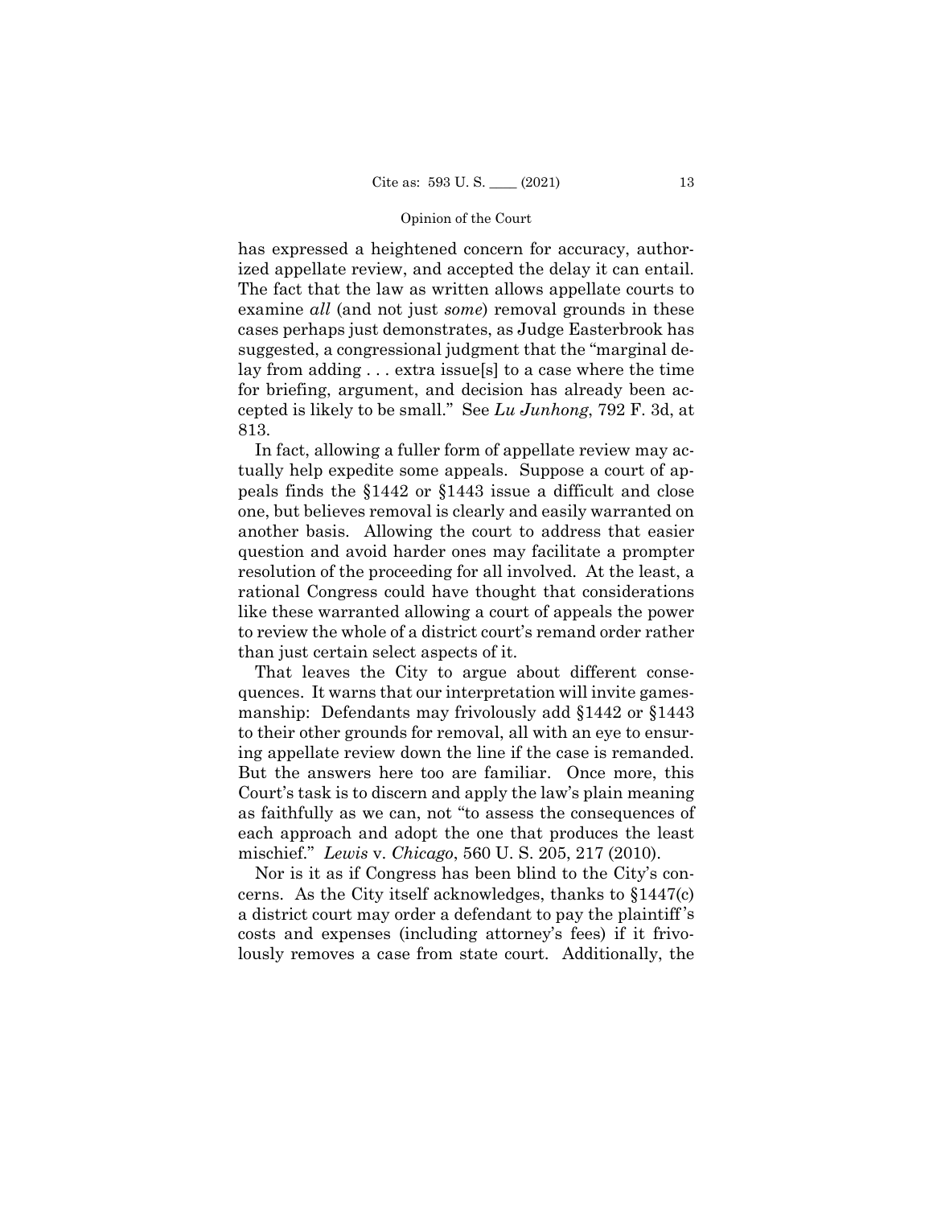has expressed a heightened concern for accuracy, authorized appellate review, and accepted the delay it can entail. The fact that the law as written allows appellate courts to examine *all* (and not just *some*) removal grounds in these cases perhaps just demonstrates, as Judge Easterbrook has suggested, a congressional judgment that the "marginal delay from adding . . . extra issue[s] to a case where the time for briefing, argument, and decision has already been accepted is likely to be small." See *Lu Junhong*, 792 F. 3d, at 813.

In fact, allowing a fuller form of appellate review may actually help expedite some appeals. Suppose a court of appeals finds the §1442 or §1443 issue a difficult and close one, but believes removal is clearly and easily warranted on another basis. Allowing the court to address that easier question and avoid harder ones may facilitate a prompter resolution of the proceeding for all involved. At the least, a rational Congress could have thought that considerations like these warranted allowing a court of appeals the power to review the whole of a district court's remand order rather than just certain select aspects of it.

That leaves the City to argue about different consequences. It warns that our interpretation will invite gamesmanship: Defendants may frivolously add §1442 or §1443 to their other grounds for removal, all with an eye to ensuring appellate review down the line if the case is remanded. But the answers here too are familiar. Once more, this Court's task is to discern and apply the law's plain meaning as faithfully as we can, not "to assess the consequences of each approach and adopt the one that produces the least mischief." *Lewis* v. *Chicago*, 560 U. S. 205, 217 (2010).

Nor is it as if Congress has been blind to the City's concerns. As the City itself acknowledges, thanks to §1447(c) a district court may order a defendant to pay the plaintiff's costs and expenses (including attorney's fees) if it frivolously removes a case from state court. Additionally, the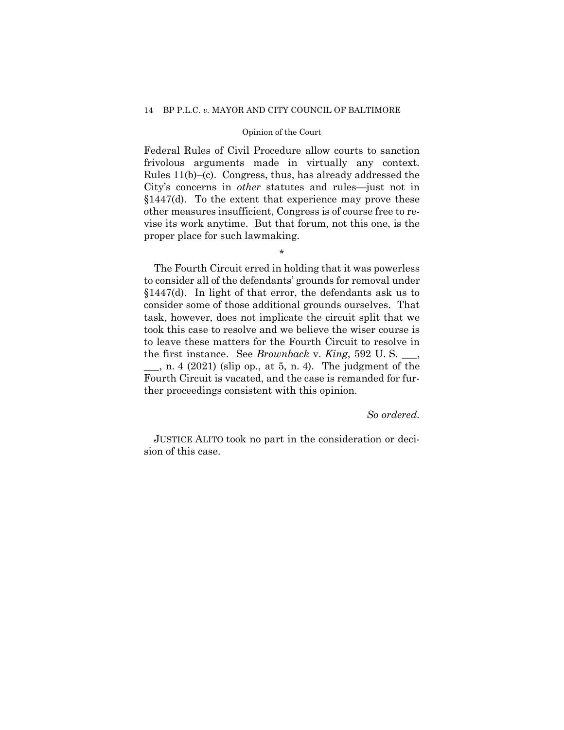Federal Rules of Civil Procedure allow courts to sanction frivolous arguments made in virtually any context. Rules 11(b)–(c). Congress, thus, has already addressed the City's concerns in *other* statutes and rules—just not in §1447(d). To the extent that experience may prove these other measures insufficient, Congress is of course free to revise its work anytime. But that forum, not this one, is the proper place for such lawmaking.

*

The Fourth Circuit erred in holding that it was powerless to consider all of the defendants' grounds for removal under §1447(d). In light of that error, the defendants ask us to consider some of those additional grounds ourselves. That task, however, does not implicate the circuit split that we took this case to resolve and we believe the wiser course is to leave these matters for the Fourth Circuit to resolve in the first instance. See *Brownback* v. *King*, 592 U. S. ___, ___, n. 4 (2021) (slip op., at 5, n. 4). The judgment of the Fourth Circuit is vacated, and the case is remanded for further proceedings consistent with this opinion.

*So ordered.*

JUSTICE ALITO took no part in the consideration or decision of this case.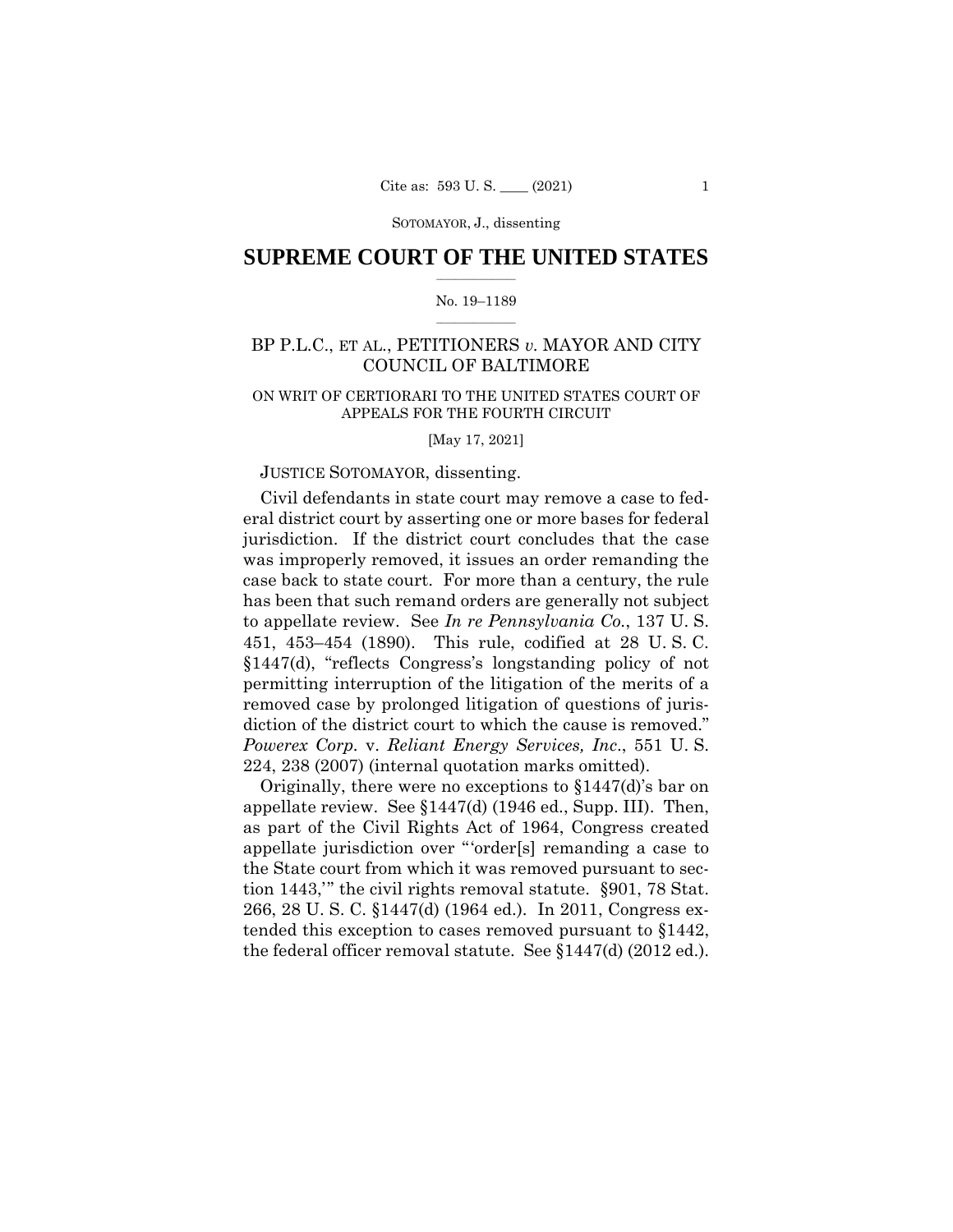# SUPREME COURT OF THE UNITED STATES

No. 19–1189

## BP P.L.C., ET AL., PETITIONERS *v.* MAYOR AND CITY COUNCIL OF BALTIMORE

ON WRIT OF CERTIORARI TO THE UNITED STATES COURT OF APPEALS FOR THE FOURTH CIRCUIT

[May 17, 2021]

JUSTICE SOTOMAYOR, dissenting.

Civil defendants in state court may remove a case to federal district court by asserting one or more bases for federal jurisdiction. If the district court concludes that the case was improperly removed, it issues an order remanding the case back to state court. For more than a century, the rule has been that such remand orders are generally not subject to appellate review. See *In re Pennsylvania Co.*, 137 U. S. 451, 453–454 (1890). This rule, codified at 28 U. S. C. §1447(d), "reflects Congress's longstanding policy of not permitting interruption of the litigation of the merits of a removed case by prolonged litigation of questions of jurisdiction of the district court to which the cause is removed." *Powerex Corp.* v. *Reliant Energy Services, Inc.*, 551 U. S. 224, 238 (2007) (internal quotation marks omitted).

Originally, there were no exceptions to §1447(d)'s bar on appellate review. See §1447(d) (1946 ed., Supp. III). Then, as part of the Civil Rights Act of 1964, Congress created appellate jurisdiction over "'order[s] remanding a case to the State court from which it was removed pursuant to section 1443,'" the civil rights removal statute. §901, 78 Stat. 266, 28 U. S. C. §1447(d) (1964 ed.). In 2011, Congress extended this exception to cases removed pursuant to §1442, the federal officer removal statute. See §1447(d) (2012 ed.).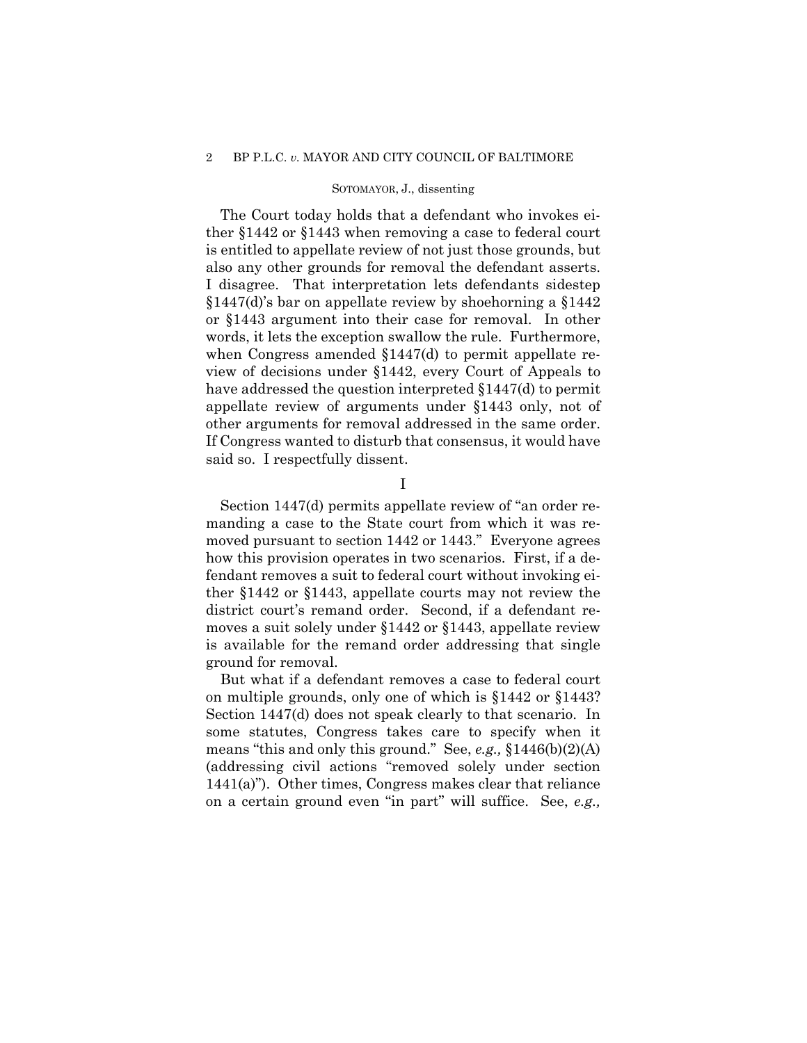The Court today holds that a defendant who invokes either §1442 or §1443 when removing a case to federal court is entitled to appellate review of not just those grounds, but also any other grounds for removal the defendant asserts. I disagree. That interpretation lets defendants sidestep §1447(d)'s bar on appellate review by shoehorning a §1442 or §1443 argument into their case for removal. In other words, it lets the exception swallow the rule. Furthermore, when Congress amended §1447(d) to permit appellate review of decisions under §1442, every Court of Appeals to have addressed the question interpreted §1447(d) to permit appellate review of arguments under §1443 only, not of other arguments for removal addressed in the same order. If Congress wanted to disturb that consensus, it would have said so. I respectfully dissent.

## I

Section 1447(d) permits appellate review of "an order remanding a case to the State court from which it was removed pursuant to section 1442 or 1443." Everyone agrees how this provision operates in two scenarios. First, if a defendant removes a suit to federal court without invoking either §1442 or §1443, appellate courts may not review the district court's remand order. Second, if a defendant removes a suit solely under §1442 or §1443, appellate review is available for the remand order addressing that single ground for removal.

But what if a defendant removes a case to federal court on multiple grounds, only one of which is §1442 or §1443? Section 1447(d) does not speak clearly to that scenario. In some statutes, Congress takes care to specify when it means "this and only this ground." See, *e.g.,* §1446(b)(2)(A) (addressing civil actions "removed solely under section 1441(a)"). Other times, Congress makes clear that reliance on a certain ground even "in part" will suffice. See, *e.g.,*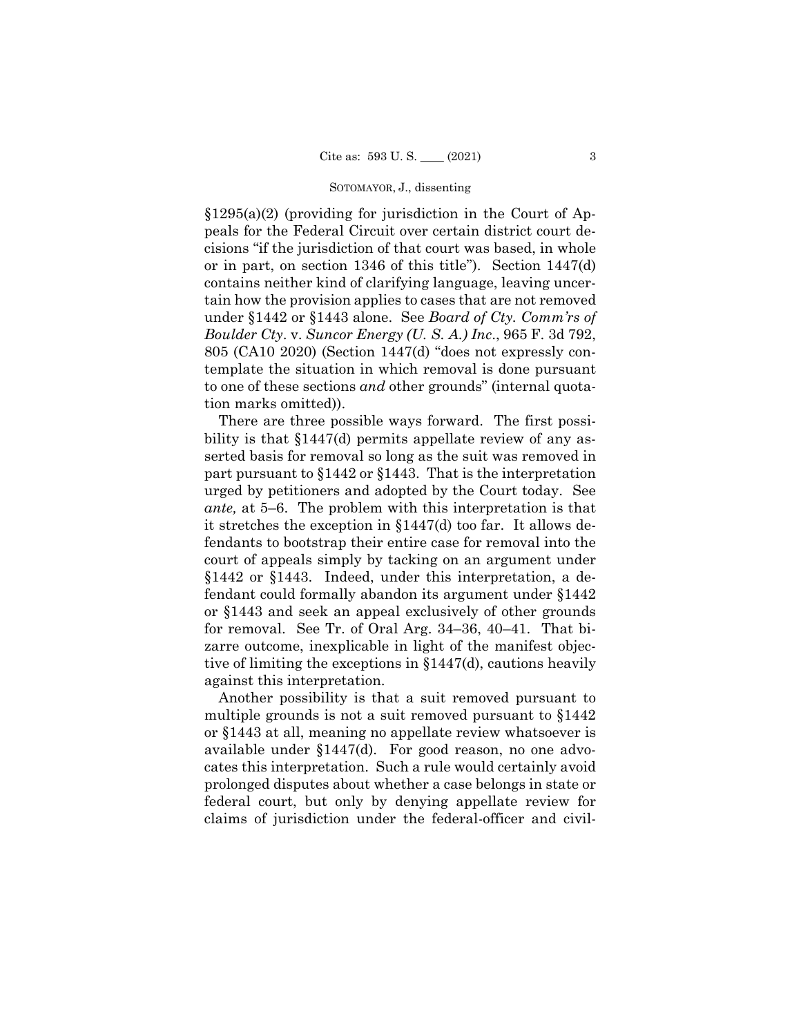§1295(a)(2) (providing for jurisdiction in the Court of Appeals for the Federal Circuit over certain district court decisions "if the jurisdiction of that court was based, in whole or in part, on section 1346 of this title"). Section 1447(d) contains neither kind of clarifying language, leaving uncertain how the provision applies to cases that are not removed under §1442 or §1443 alone. See *Board of Cty. Comm'rs of Boulder Cty*. v. *Suncor Energy (U. S. A.) Inc*., 965 F. 3d 792, 805 (CA10 2020) (Section 1447(d) "does not expressly contemplate the situation in which removal is done pursuant to one of these sections *and* other grounds" (internal quotation marks omitted)).

There are three possible ways forward. The first possibility is that §1447(d) permits appellate review of any asserted basis for removal so long as the suit was removed in part pursuant to §1442 or §1443. That is the interpretation urged by petitioners and adopted by the Court today. See *ante,* at 5–6. The problem with this interpretation is that it stretches the exception in §1447(d) too far. It allows defendants to bootstrap their entire case for removal into the court of appeals simply by tacking on an argument under §1442 or §1443. Indeed, under this interpretation, a defendant could formally abandon its argument under §1442 or §1443 and seek an appeal exclusively of other grounds for removal. See Tr. of Oral Arg. 34–36, 40–41. That bizarre outcome, inexplicable in light of the manifest objective of limiting the exceptions in §1447(d), cautions heavily against this interpretation.

Another possibility is that a suit removed pursuant to multiple grounds is not a suit removed pursuant to §1442 or §1443 at all, meaning no appellate review whatsoever is available under §1447(d). For good reason, no one advocates this interpretation. Such a rule would certainly avoid prolonged disputes about whether a case belongs in state or federal court, but only by denying appellate review for claims of jurisdiction under the federal-officer and civil-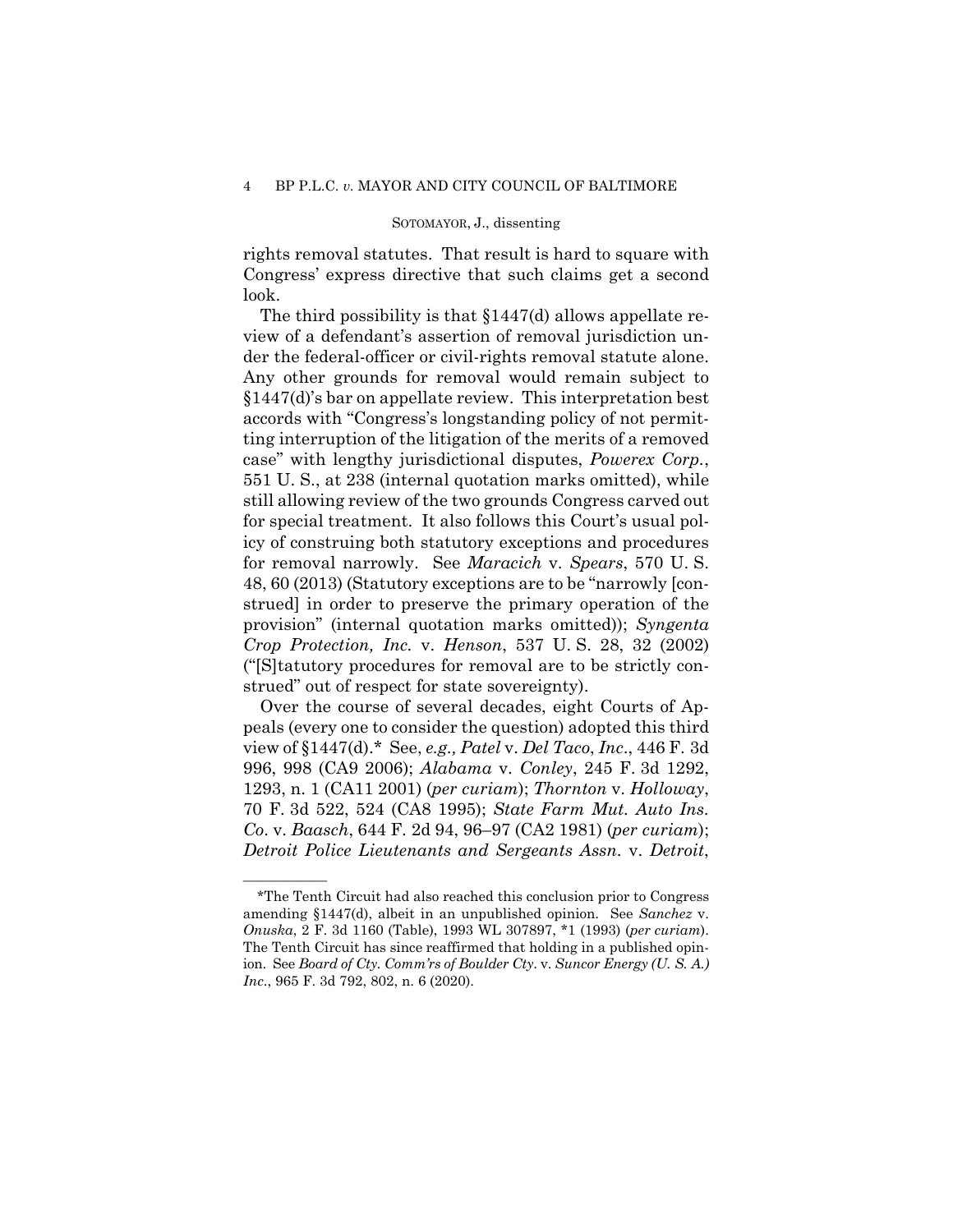rights removal statutes. That result is hard to square with Congress' express directive that such claims get a second look.

The third possibility is that §1447(d) allows appellate review of a defendant's assertion of removal jurisdiction under the federal-officer or civil-rights removal statute alone. Any other grounds for removal would remain subject to §1447(d)'s bar on appellate review. This interpretation best accords with "Congress's longstanding policy of not permitting interruption of the litigation of the merits of a removed case" with lengthy jurisdictional disputes, *Powerex Corp.*, 551 U. S., at 238 (internal quotation marks omitted), while still allowing review of the two grounds Congress carved out for special treatment. It also follows this Court's usual policy of construing both statutory exceptions and procedures for removal narrowly. See *Maracich* v. *Spears*, 570 U. S. 48, 60 (2013) (Statutory exceptions are to be "narrowly [construed] in order to preserve the primary operation of the provision" (internal quotation marks omitted)); *Syngenta Crop Protection, Inc.* v. *Henson*, 537 U. S. 28, 32 (2002) ("[S]tatutory procedures for removal are to be strictly construed" out of respect for state sovereignty).

Over the course of several decades, eight Courts of Appeals (every one to consider the question) adopted this third view of §1447(d).* See, *e.g., Patel* v. *Del Taco, Inc.*, 446 F. 3d 996, 998 (CA9 2006); *Alabama* v. *Conley*, 245 F. 3d 1292, 1293, n. 1 (CA11 2001) (*per curiam*); *Thornton* v. *Holloway*, 70 F. 3d 522, 524 (CA8 1995); *State Farm Mut. Auto Ins. Co.* v. *Baasch*, 644 F. 2d 94, 96–97 (CA2 1981) (*per curiam*); *Detroit Police Lieutenants and Sergeants Assn.* v. *Detroit*,

---

*The Tenth Circuit had also reached this conclusion prior to Congress amending §1447(d), albeit in an unpublished opinion. See *Sanchez* v. *Onuska*, 2 F. 3d 1160 (Table), 1993 WL 307897, *1 (1993) (*per curiam*). The Tenth Circuit has since reaffirmed that holding in a published opinion. See *Board of Cty. Comm'rs of Boulder Cty.* v. *Suncor Energy (U. S. A.) Inc.*, 965 F. 3d 792, 802, n. 6 (2020).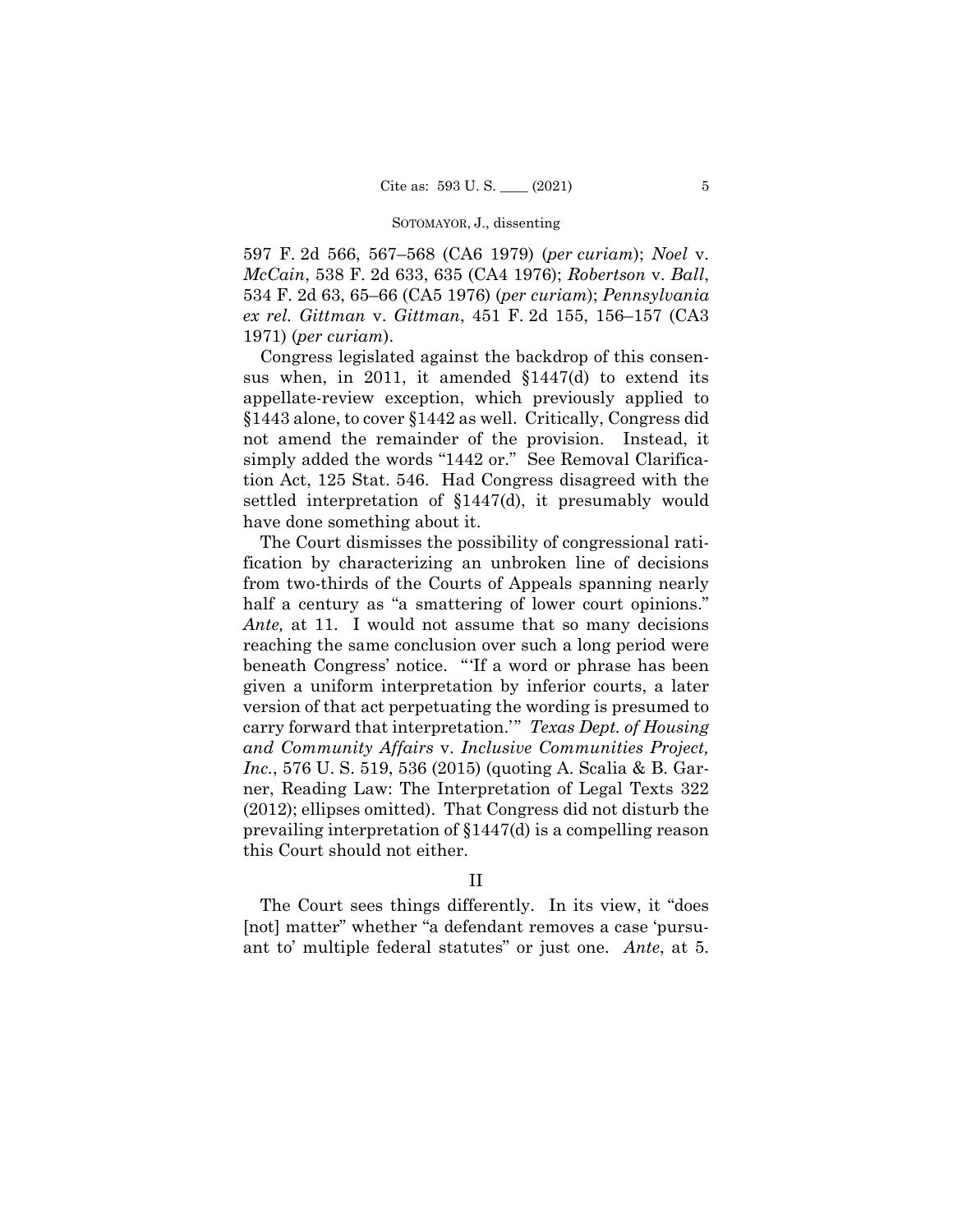597 F. 2d 566, 567–568 (CA6 1979) (*per curiam*); *Noel* v. *McCain*, 538 F. 2d 633, 635 (CA4 1976); *Robertson* v. *Ball*, 534 F. 2d 63, 65–66 (CA5 1976) (*per curiam*); *Pennsylvania ex rel. Gittman* v. *Gittman*, 451 F. 2d 155, 156–157 (CA3 1971) (*per curiam*).

Congress legislated against the backdrop of this consensus when, in 2011, it amended §1447(d) to extend its appellate-review exception, which previously applied to §1443 alone, to cover §1442 as well. Critically, Congress did not amend the remainder of the provision. Instead, it simply added the words "1442 or." See Removal Clarification Act, 125 Stat. 546. Had Congress disagreed with the settled interpretation of §1447(d), it presumably would have done something about it.

The Court dismisses the possibility of congressional ratification by characterizing an unbroken line of decisions from two-thirds of the Courts of Appeals spanning nearly half a century as "a smattering of lower court opinions." *Ante,* at 11. I would not assume that so many decisions reaching the same conclusion over such a long period were beneath Congress' notice. "'If a word or phrase has been given a uniform interpretation by inferior courts, a later version of that act perpetuating the wording is presumed to carry forward that interpretation.'" *Texas Dept. of Housing and Community Affairs* v. *Inclusive Communities Project, Inc.*, 576 U. S. 519, 536 (2015) (quoting A. Scalia & B. Garner, Reading Law: The Interpretation of Legal Texts 322 (2012); ellipses omitted). That Congress did not disturb the prevailing interpretation of §1447(d) is a compelling reason this Court should not either.

## II

The Court sees things differently. In its view, it "does [not] matter" whether "a defendant removes a case 'pursuant to' multiple federal statutes" or just one. *Ante*, at 5.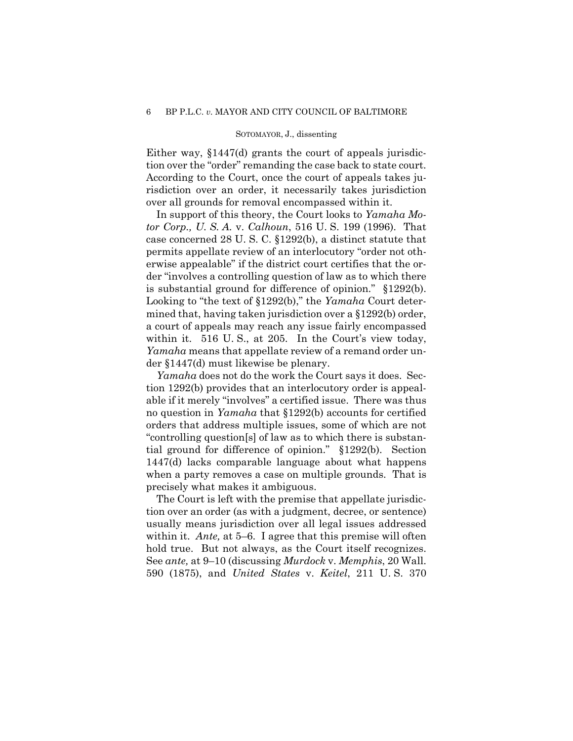Either way, §1447(d) grants the court of appeals jurisdiction over the "order" remanding the case back to state court. According to the Court, once the court of appeals takes jurisdiction over an order, it necessarily takes jurisdiction over all grounds for removal encompassed within it.

In support of this theory, the Court looks to *Yamaha Motor Corp., U. S. A.* v. *Calhoun*, 516 U. S. 199 (1996). That case concerned 28 U. S. C. §1292(b), a distinct statute that permits appellate review of an interlocutory "order not otherwise appealable" if the district court certifies that the order "involves a controlling question of law as to which there is substantial ground for difference of opinion." §1292(b). Looking to "the text of §1292(b)," the *Yamaha* Court determined that, having taken jurisdiction over a §1292(b) order, a court of appeals may reach any issue fairly encompassed within it. 516 U. S., at 205. In the Court's view today, *Yamaha* means that appellate review of a remand order under §1447(d) must likewise be plenary.

*Yamaha* does not do the work the Court says it does. Section 1292(b) provides that an interlocutory order is appealable if it merely "involves" a certified issue. There was thus no question in *Yamaha* that §1292(b) accounts for certified orders that address multiple issues, some of which are not "controlling question[s] of law as to which there is substantial ground for difference of opinion." §1292(b). Section 1447(d) lacks comparable language about what happens when a party removes a case on multiple grounds. That is precisely what makes it ambiguous.

The Court is left with the premise that appellate jurisdiction over an order (as with a judgment, decree, or sentence) usually means jurisdiction over all legal issues addressed within it. *Ante,* at 5–6. I agree that this premise will often hold true. But not always, as the Court itself recognizes. See *ante,* at 9–10 (discussing *Murdock* v. *Memphis*, 20 Wall. 590 (1875), and *United States* v. *Keitel*, 211 U. S. 370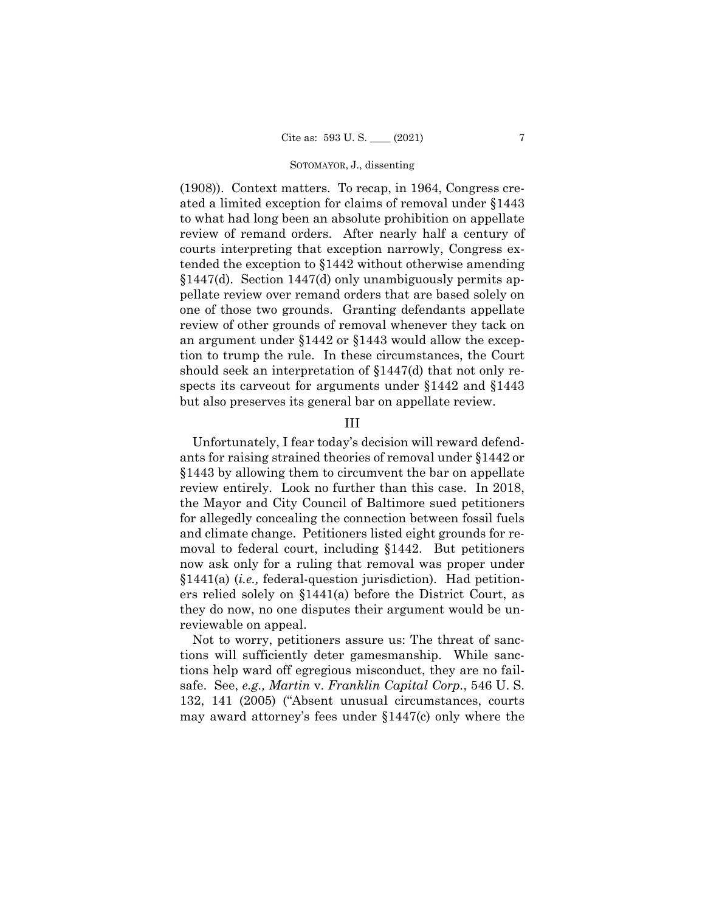(1908)). Context matters. To recap, in 1964, Congress created a limited exception for claims of removal under §1443 to what had long been an absolute prohibition on appellate review of remand orders. After nearly half a century of courts interpreting that exception narrowly, Congress extended the exception to §1442 without otherwise amending §1447(d). Section 1447(d) only unambiguously permits appellate review over remand orders that are based solely on one of those two grounds. Granting defendants appellate review of other grounds of removal whenever they tack on an argument under §1442 or §1443 would allow the exception to trump the rule. In these circumstances, the Court should seek an interpretation of §1447(d) that not only respects its carveout for arguments under §1442 and §1443 but also preserves its general bar on appellate review.

## III

Unfortunately, I fear today's decision will reward defendants for raising strained theories of removal under §1442 or §1443 by allowing them to circumvent the bar on appellate review entirely. Look no further than this case. In 2018, the Mayor and City Council of Baltimore sued petitioners for allegedly concealing the connection between fossil fuels and climate change. Petitioners listed eight grounds for removal to federal court, including §1442. But petitioners now ask only for a ruling that removal was proper under §1441(a) (*i.e.,* federal-question jurisdiction). Had petitioners relied solely on §1441(a) before the District Court, as they do now, no one disputes their argument would be unreviewable on appeal.

Not to worry, petitioners assure us: The threat of sanctions will sufficiently deter gamesmanship. While sanctions help ward off egregious misconduct, they are no failsafe. See, *e.g., Martin* v. *Franklin Capital Corp.*, 546 U. S. 132, 141 (2005) ("Absent unusual circumstances, courts may award attorney's fees under §1447(c) only where the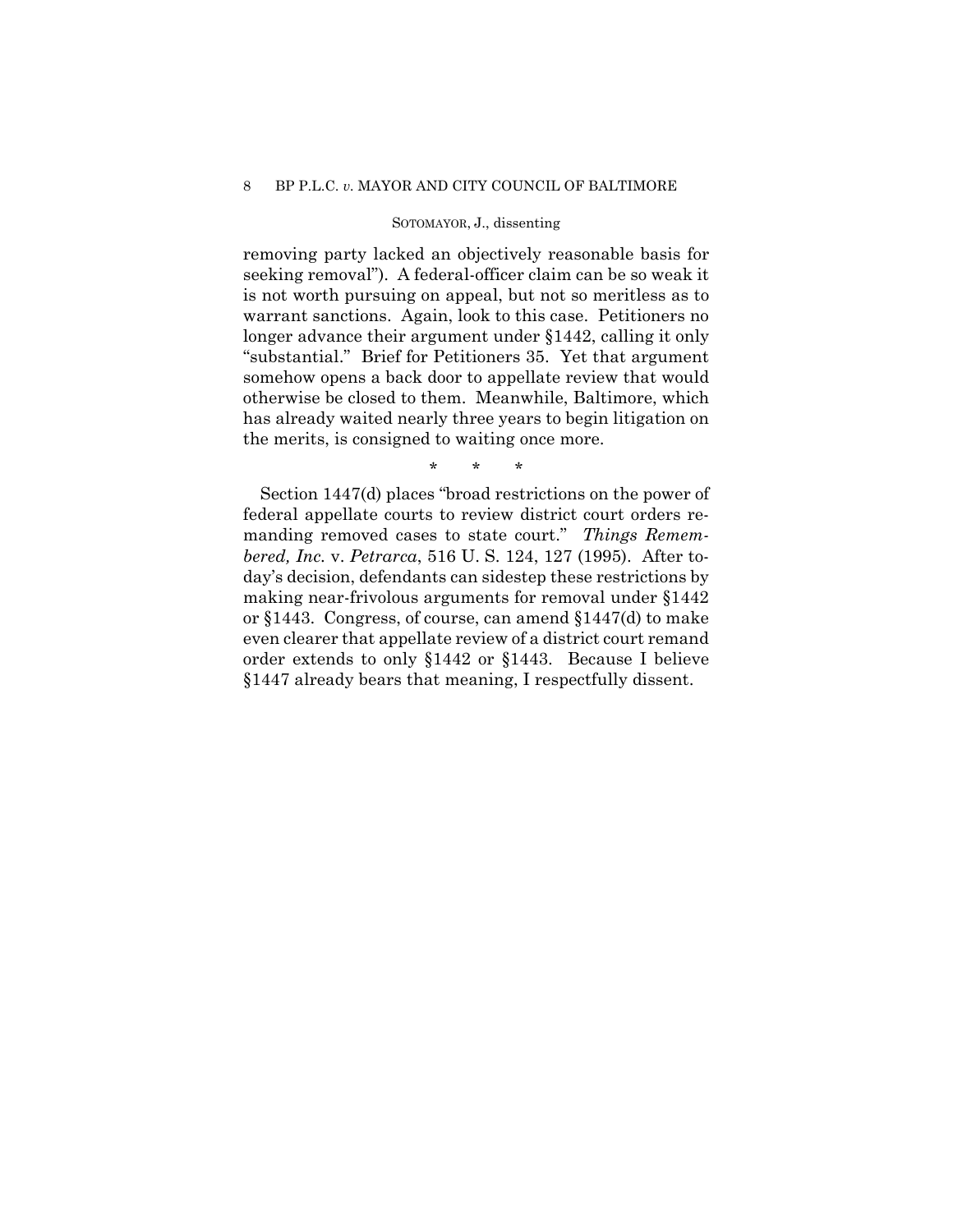removing party lacked an objectively reasonable basis for seeking removal"). A federal-officer claim can be so weak it is not worth pursuing on appeal, but not so meritless as to warrant sanctions. Again, look to this case. Petitioners no longer advance their argument under §1442, calling it only "substantial." Brief for Petitioners 35. Yet that argument somehow opens a back door to appellate review that would otherwise be closed to them. Meanwhile, Baltimore, which has already waited nearly three years to begin litigation on the merits, is consigned to waiting once more.

\* \* \*

Section 1447(d) places "broad restrictions on the power of federal appellate courts to review district court orders remanding removed cases to state court." *Things Remembered, Inc.* v. *Petrarca*, 516 U. S. 124, 127 (1995). After today's decision, defendants can sidestep these restrictions by making near-frivolous arguments for removal under §1442 or §1443. Congress, of course, can amend §1447(d) to make even clearer that appellate review of a district court remand order extends to only §1442 or §1443. Because I believe §1447 already bears that meaning, I respectfully dissent.